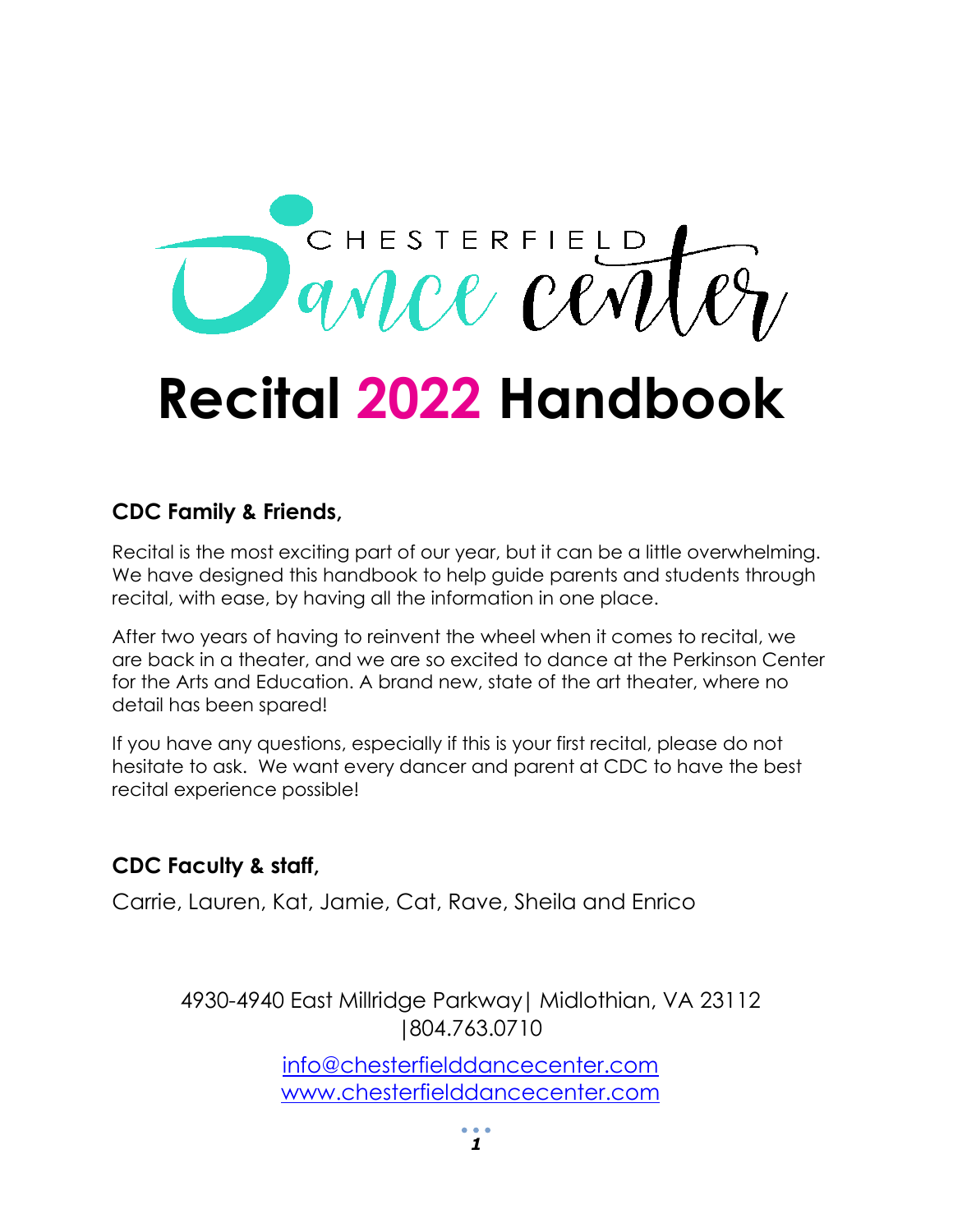CHESTERFIELD Dance center

# Recital 2022 Handbook

**CDC Family & Friends,**

Recital is the most exciting part of our year, but it can be a little overwhelming. We have designed this handbook to help guide parents and students through recital, with ease, by having all the information in one place.

After two years of having to reinvent the wheel when it comes to recital, we are back in a theater, and we are so excited to dance at the Perkinson Center for the Arts and Education. A brand new, state of the art theater, where no detail has been spared!

If you have any questions, especially if this is your first recital, please do not hesitate to ask. We want every dancer and parent at CDC to have the best recital experience possible!

**CDC Faculty & staff,**

Carrie, Lauren, Kat, Jamie, Cat, Rave, Sheila and Enrico

4930-4940 East Millridge Parkway| Midlothian, VA 23112 |804.763.0710

info@chesterfielddancecenter.com
www.chesterfielddancecenter.com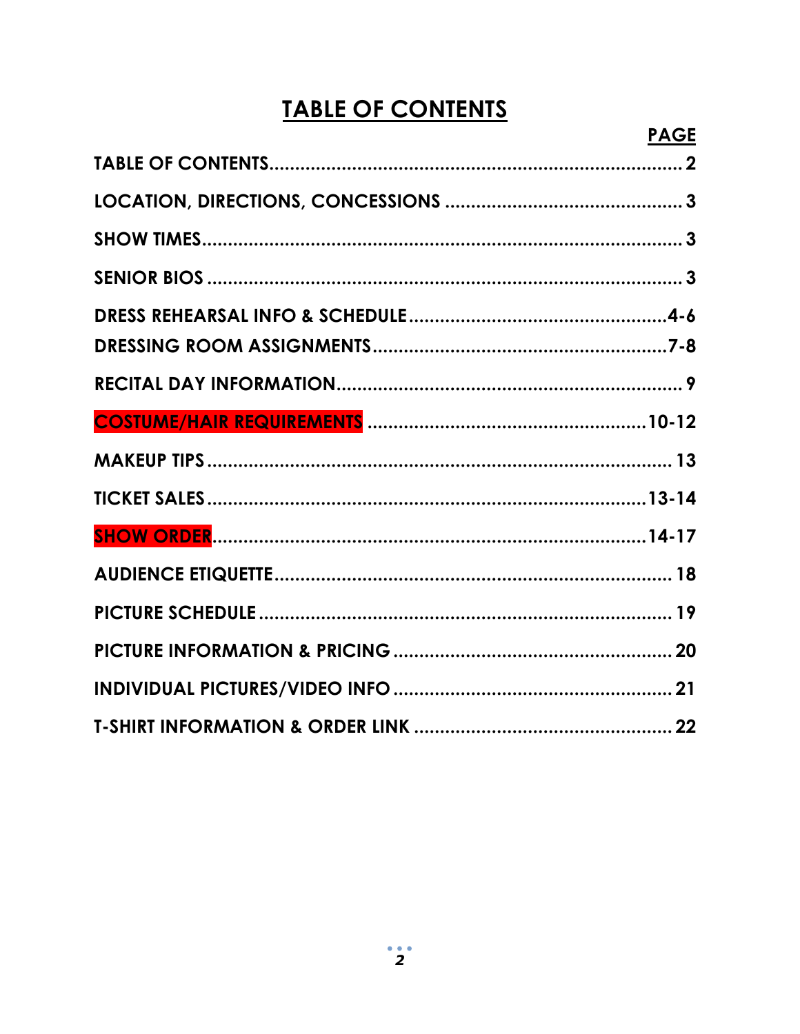# TABLE OF CONTENTS

| | **PAGE** |
|---|---|
| **TABLE OF CONTENTS** | **2** |
| **LOCATION, DIRECTIONS, CONCESSIONS** | **3** |
| **SHOW TIMES** | **3** |
| **SENIOR BIOS** | **3** |
| **DRESS REHEARSAL INFO & SCHEDULE** | **4-6** |
| **DRESSING ROOM ASSIGNMENTS** | **7-8** |
| **RECITAL DAY INFORMATION** | **9** |
| **COSTUME/HAIR REQUIREMENTS** | **10-12** |
| **MAKEUP TIPS** | **13** |
| **TICKET SALES** | **13-14** |
| **SHOW ORDER** | **14-17** |
| **AUDIENCE ETIQUETTE** | **18** |
| **PICTURE SCHEDULE** | **19** |
| **PICTURE INFORMATION & PRICING** | **20** |
| **INDIVIDUAL PICTURES/VIDEO INFO** | **21** |
| **T-SHIRT INFORMATION & ORDER LINK** | **22** |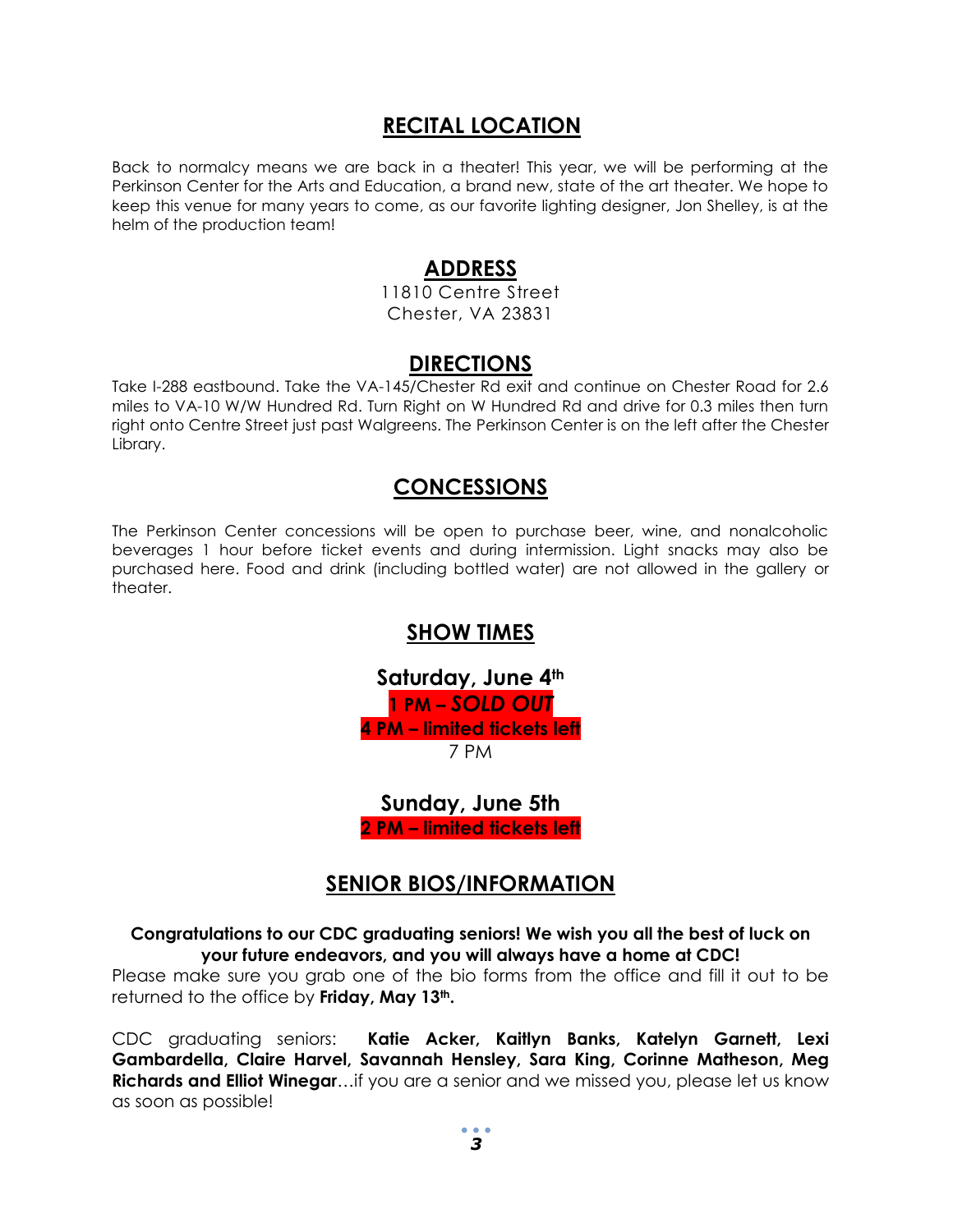## RECITAL LOCATION

Back to normalcy means we are back in a theater! This year, we will be performing at the Perkinson Center for the Arts and Education, a brand new, state of the art theater. We hope to keep this venue for many years to come, as our favorite lighting designer, Jon Shelley, is at the helm of the production team!

## ADDRESS

11810 Centre Street
Chester, VA 23831

## DIRECTIONS

Take I-288 eastbound. Take the VA-145/Chester Rd exit and continue on Chester Road for 2.6 miles to VA-10 W/W Hundred Rd. Turn Right on W Hundred Rd and drive for 0.3 miles then turn right onto Centre Street just past Walgreens. The Perkinson Center is on the left after the Chester Library.

## CONCESSIONS

The Perkinson Center concessions will be open to purchase beer, wine, and nonalcoholic beverages 1 hour before ticket events and during intermission. Light snacks may also be purchased here. Food and drink (including bottled water) are not allowed in the gallery or theater.

## SHOW TIMES

**Saturday, June 4th**

**1 PM – *SOLD OUT***

**4 PM – limited tickets left**

7 PM

**Sunday, June 5th**

**2 PM – limited tickets left**

## SENIOR BIOS/INFORMATION

**Congratulations to our CDC graduating seniors! We wish you all the best of luck on your future endeavors, and you will always have a home at CDC!**

Please make sure you grab one of the bio forms from the office and fill it out to be returned to the office by **Friday, May 13th.**

CDC graduating seniors: **Katie Acker, Kaitlyn Banks, Katelyn Garnett, Lexi Gambardella, Claire Harvel, Savannah Hensley, Sara King, Corinne Matheson, Meg Richards and Elliot Winegar**…if you are a senior and we missed you, please let us know as soon as possible!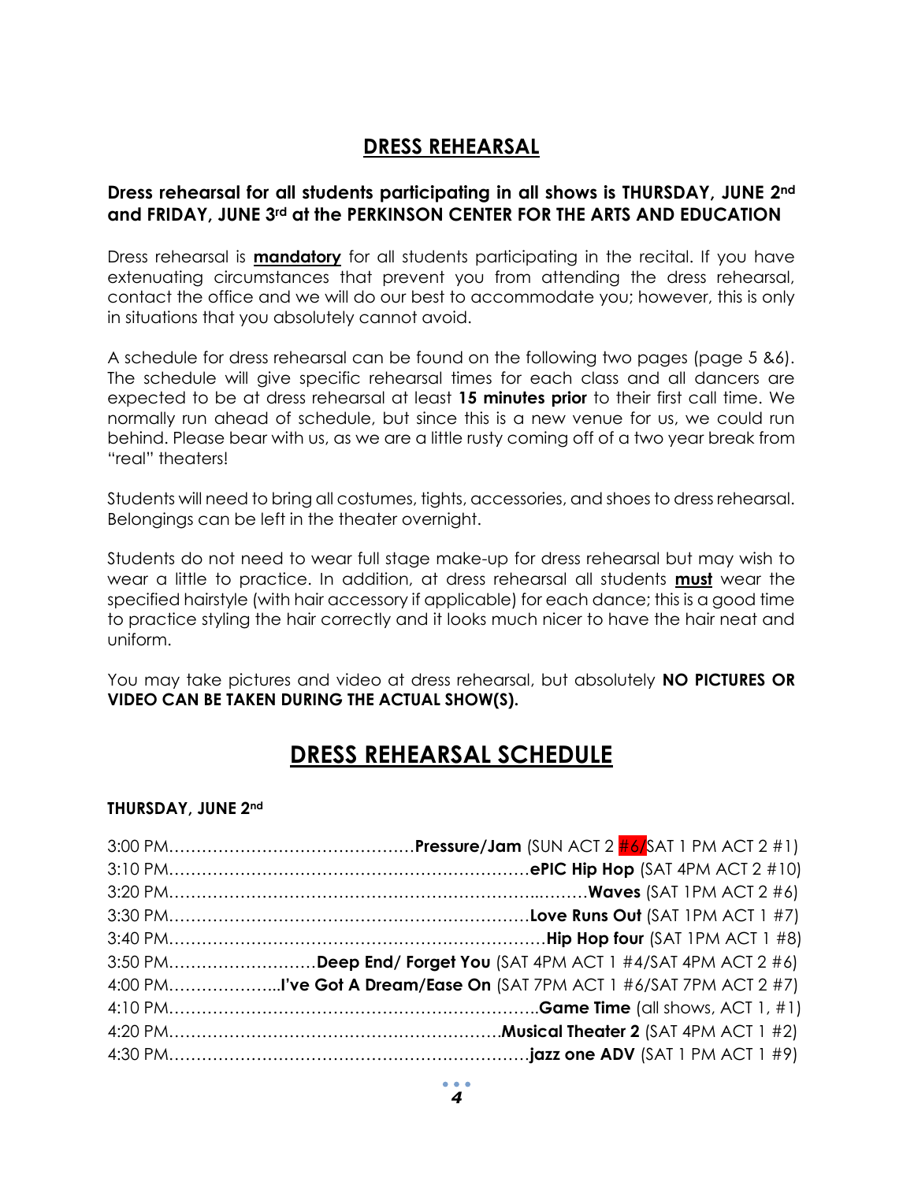## DRESS REHEARSAL

**Dress rehearsal for all students participating in all shows is THURSDAY, JUNE 2nd and FRIDAY, JUNE 3rd at the PERKINSON CENTER FOR THE ARTS AND EDUCATION**

Dress rehearsal is **mandatory** for all students participating in the recital. If you have extenuating circumstances that prevent you from attending the dress rehearsal, contact the office and we will do our best to accommodate you; however, this is only in situations that you absolutely cannot avoid.

A schedule for dress rehearsal can be found on the following two pages (page 5 &6). The schedule will give specific rehearsal times for each class and all dancers are expected to be at dress rehearsal at least **15 minutes prior** to their first call time. We normally run ahead of schedule, but since this is a new venue for us, we could run behind. Please bear with us, as we are a little rusty coming off of a two year break from "real" theaters!

Students will need to bring all costumes, tights, accessories, and shoes to dress rehearsal. Belongings can be left in the theater overnight.

Students do not need to wear full stage make-up for dress rehearsal but may wish to wear a little to practice. In addition, at dress rehearsal all students **must** wear the specified hairstyle (with hair accessory if applicable) for each dance; this is a good time to practice styling the hair correctly and it looks much nicer to have the hair neat and uniform.

You may take pictures and video at dress rehearsal, but absolutely **NO PICTURES OR VIDEO CAN BE TAKEN DURING THE ACTUAL SHOW(S).**

## DRESS REHEARSAL SCHEDULE

**THURSDAY, JUNE 2nd**

3:00 PM……………………………………**Pressure/Jam** (SUN ACT 2 #6/SAT 1 PM ACT 2 #1)
3:10 PM……………………………………………………**ePIC Hip Hop** (SAT 4PM ACT 2 #10)
3:20 PM……………………………………………………**Waves** (SAT 1PM ACT 2 #6)
3:30 PM……………………………………………………**Love Runs Out** (SAT 1PM ACT 1 #7)
3:40 PM……………………………………………………**Hip Hop four** (SAT 1PM ACT 1 #8)
3:50 PM…………………………**Deep End/ Forget You** (SAT 4PM ACT 1 #4/SAT 4PM ACT 2 #6)
4:00 PM…………………**I've Got A Dream/Ease On** (SAT 7PM ACT 1 #6/SAT 7PM ACT 2 #7)
4:10 PM……………………………………………………**Game Time** (all shows, ACT 1, #1)
4:20 PM……………………………………………………**Musical Theater 2** (SAT 4PM ACT 1 #2)
4:30 PM……………………………………………………**jazz one ADV** (SAT 1 PM ACT 1 #9)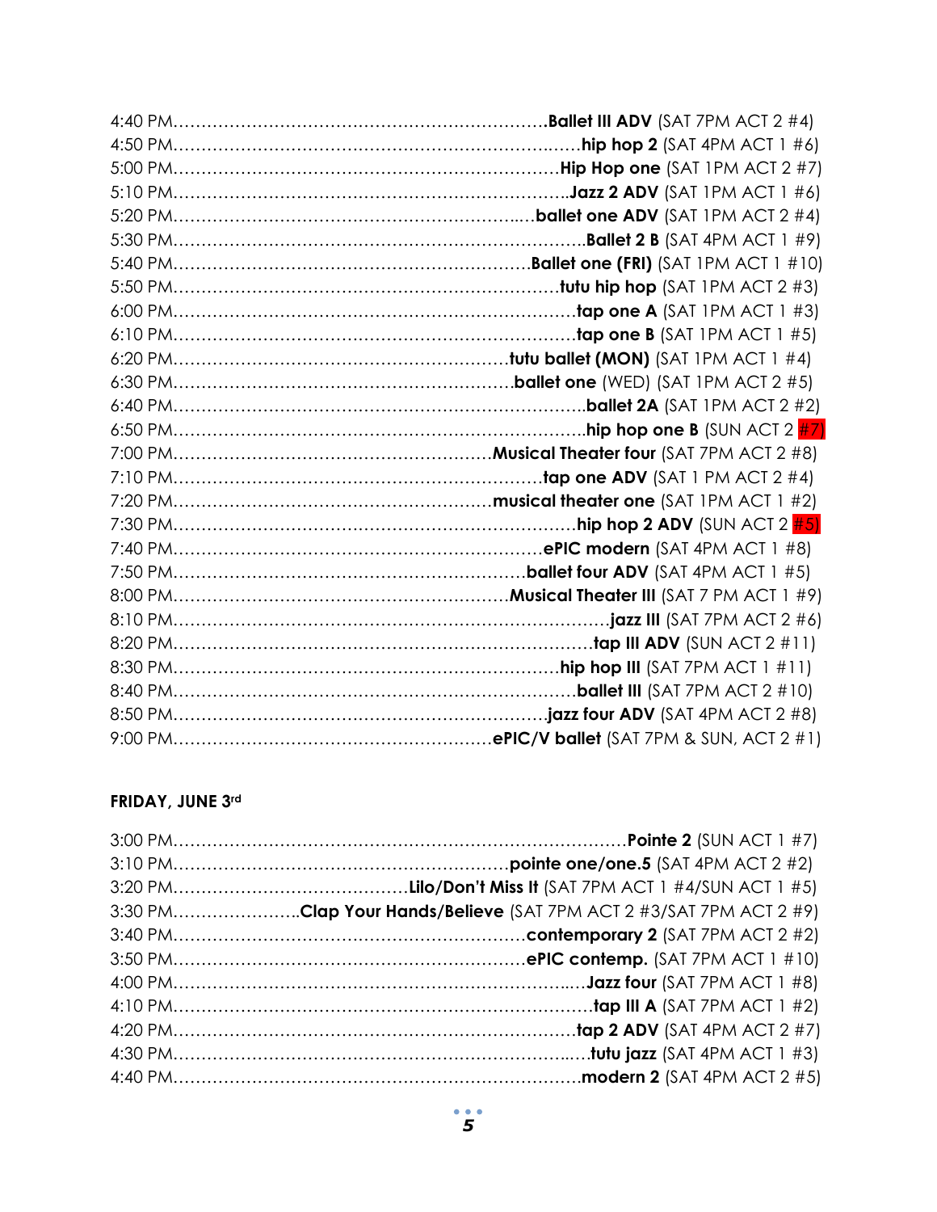4:40 PM………………………………………………………………**Ballet III ADV** (SAT 7PM ACT 2 #4)
4:50 PM………………………………………………………………**hip hop 2** (SAT 4PM ACT 1 #6)
5:00 PM………………………………………………………………**Hip Hop one** (SAT 1PM ACT 2 #7)
5:10 PM………………………………………………………………**Jazz 2 ADV** (SAT 1PM ACT 1 #6)
5:20 PM………………………………………………………………**ballet one ADV** (SAT 1PM ACT 2 #4)
5:30 PM………………………………………………………………**Ballet 2 B** (SAT 4PM ACT 1 #9)
5:40 PM………………………………………………………………**Ballet one (FRI)** (SAT 1PM ACT 1 #10)
5:50 PM………………………………………………………………**tutu hip hop** (SAT 1PM ACT 2 #3)
6:00 PM………………………………………………………………**tap one A** (SAT 1PM ACT 1 #3)
6:10 PM………………………………………………………………**tap one B** (SAT 1PM ACT 1 #5)
6:20 PM………………………………………………………………**tutu ballet (MON)** (SAT 1PM ACT 1 #4)
6:30 PM………………………………………………………………**ballet one** (WED) (SAT 1PM ACT 2 #5)
6:40 PM………………………………………………………………**ballet 2A** (SAT 1PM ACT 2 #2)
6:50 PM………………………………………………………………**hip hop one B** (SUN ACT 2 #7)
7:00 PM………………………………………………………………**Musical Theater four** (SAT 7PM ACT 2 #8)
7:10 PM………………………………………………………………**tap one ADV** (SAT 1 PM ACT 2 #4)
7:20 PM………………………………………………………………**musical theater one** (SAT 1PM ACT 1 #2)
7:30 PM………………………………………………………………**hip hop 2 ADV** (SUN ACT 2 #5)
7:40 PM………………………………………………………………**ePIC modern** (SAT 4PM ACT 1 #8)
7:50 PM………………………………………………………………**ballet four ADV** (SAT 4PM ACT 1 #5)
8:00 PM………………………………………………………………**Musical Theater III** (SAT 7 PM ACT 1 #9)
8:10 PM………………………………………………………………**jazz III** (SAT 7PM ACT 2 #6)
8:20 PM………………………………………………………………**tap III ADV** (SUN ACT 2 #11)
8:30 PM………………………………………………………………**hip hop III** (SAT 7PM ACT 1 #11)
8:40 PM………………………………………………………………**ballet III** (SAT 7PM ACT 2 #10)
8:50 PM………………………………………………………………**jazz four ADV** (SAT 4PM ACT 2 #8)
9:00 PM………………………………………………………………**ePIC/V ballet** (SAT 7PM & SUN, ACT 2 #1)

**FRIDAY, JUNE 3rd**

3:00 PM………………………………………………………………**Pointe 2** (SUN ACT 1 #7)
3:10 PM………………………………………………………………**pointe one/one.5** (SAT 4PM ACT 2 #2)
3:20 PM……………………………………**Lilo/Don't Miss It** (SAT 7PM ACT 1 #4/SUN ACT 1 #5)
3:30 PM…………………**Clap Your Hands/Believe** (SAT 7PM ACT 2 #3/SAT 7PM ACT 2 #9)
3:40 PM………………………………………………………………**contemporary 2** (SAT 7PM ACT 2 #2)
3:50 PM………………………………………………………………**ePIC contemp.** (SAT 7PM ACT 1 #10)
4:00 PM………………………………………………………………**Jazz four** (SAT 7PM ACT 1 #8)
4:10 PM………………………………………………………………**tap III A** (SAT 7PM ACT 1 #2)
4:20 PM………………………………………………………………**tap 2 ADV** (SAT 4PM ACT 2 #7)
4:30 PM………………………………………………………………**tutu jazz** (SAT 4PM ACT 1 #3)
4:40 PM………………………………………………………………**modern 2** (SAT 4PM ACT 2 #5)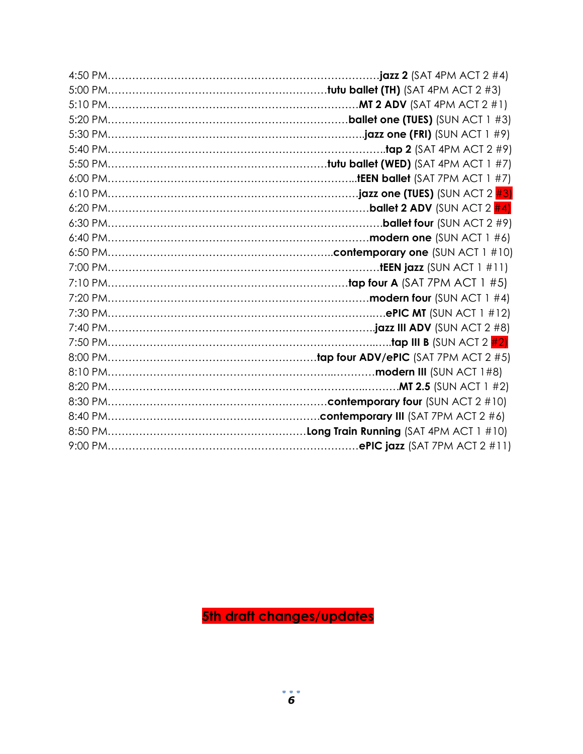4:50 PM………………………………………………………………………**jazz 2** (SAT 4PM ACT 2 #4)
5:00 PM……………………………………………………………**tutu ballet (TH)** (SAT 4PM ACT 2 #3)
5:10 PM………………………………………………………………**MT 2 ADV** (SAT 4PM ACT 2 #1)
5:20 PM……………………………………………………………**ballet one (TUES)** (SUN ACT 1 #3)
5:30 PM………………………………………………………………**jazz one (FRI)** (SUN ACT 1 #9)
5:40 PM……………………………………………………………………**tap 2** (SAT 4PM ACT 2 #9)
5:50 PM……………………………………………………………**tutu ballet (WED)** (SAT 4PM ACT 1 #7)
6:00 PM………………………………………………………………**tEEN ballet** (SAT 7PM ACT 1 #7)
6:10 PM………………………………………………………………**jazz one (TUES)** (SUN ACT 2 #3)
6:20 PM…………………………………………………………………**ballet 2 ADV** (SUN ACT 2 #4)
6:30 PM……………………………………………………………………**ballet four** (SUN ACT 2 #9)
6:40 PM…………………………………………………………………**modern one** (SUN ACT 1 #6)
6:50 PM…………………………………………………………**contemporary one** (SUN ACT 1 #10)
7:00 PM……………………………………………………………………**tEEN jazz** (SUN ACT 1 #11)
7:10 PM……………………………………………………………**tap four A** (SAT 7PM ACT 1 #5)
7:20 PM…………………………………………………………………**modern four** (SUN ACT 1 #4)
7:30 PM……………………………………………………………………**ePIC MT** (SUN ACT 1 #12)
7:40 PM………………………………………………………………………**jazz III ADV** (SUN ACT 2 #8)
7:50 PM………………………………………………………………………**tap III B** (SUN ACT 2 #2)
8:00 PM……………………………………………………**tap four ADV/ePIC** (SAT 7PM ACT 2 #5)
8:10 PM………………………………………………………………………**modern III** (SUN ACT 1#8)
8:20 PM…………………………………………………………………………**MT 2.5** (SUN ACT 1 #2)
8:30 PM……………………………………………………………**contemporary four** (SUN ACT 2 #10)
8:40 PM…………………………………………………………**contemporary III** (SAT 7PM ACT 2 #6)
8:50 PM…………………………………………………**Long Train Running** (SAT 4PM ACT 1 #10)
9:00 PM…………………………………………………………………**ePIC jazz** (SAT 7PM ACT 2 #11)

**5th draft changes/updates**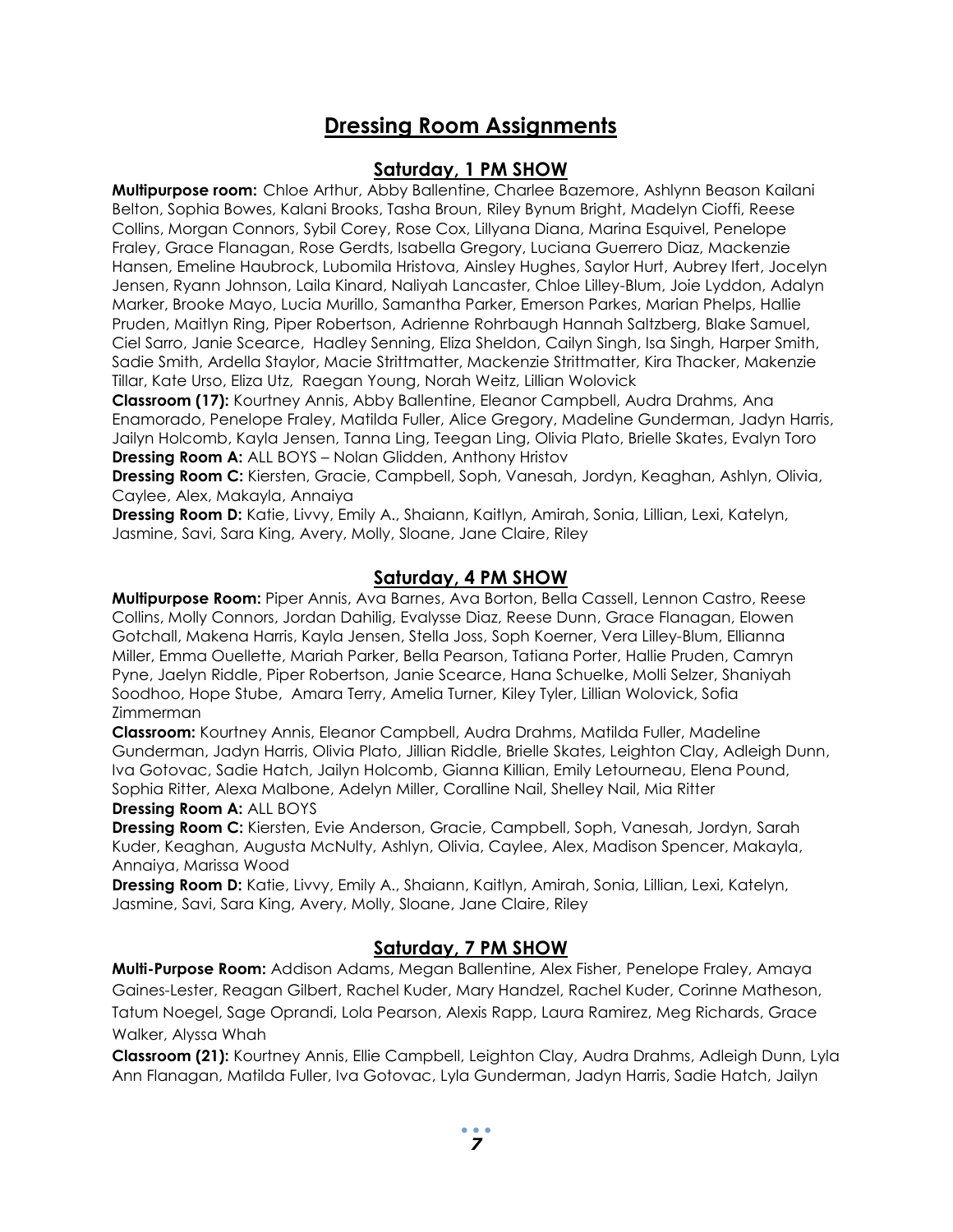# Dressing Room Assignments

## Saturday, 1 PM SHOW

**Multipurpose room:** Chloe Arthur, Abby Ballentine, Charlee Bazemore, Ashlynn Beason Kailani Belton, Sophia Bowes, Kalani Brooks, Tasha Broun, Riley Bynum Bright, Madelyn Cioffi, Reese Collins, Morgan Connors, Sybil Corey, Rose Cox, Lillyana Diana, Marina Esquivel, Penelope Fraley, Grace Flanagan, Rose Gerdts, Isabella Gregory, Luciana Guerrero Diaz, Mackenzie Hansen, Emeline Haubrock, Lubomila Hristova, Ainsley Hughes, Saylor Hurt, Aubrey Ifert, Jocelyn Jensen, Ryann Johnson, Laila Kinard, Naliyah Lancaster, Chloe Lilley-Blum, Joie Lyddon, Adalyn Marker, Brooke Mayo, Lucia Murillo, Samantha Parker, Emerson Parkes, Marian Phelps, Hallie Pruden, Maitlyn Ring, Piper Robertson, Adrienne Rohrbaugh Hannah Saltzberg, Blake Samuel, Ciel Sarro, Janie Scearce, Hadley Senning, Eliza Sheldon, Cailyn Singh, Isa Singh, Harper Smith, Sadie Smith, Ardella Staylor, Macie Strittmatter, Mackenzie Strittmatter, Kira Thacker, Makenzie Tillar, Kate Urso, Eliza Utz, Raegan Young, Norah Weitz, Lillian Wolovick

**Classroom (17):** Kourtney Annis, Abby Ballentine, Eleanor Campbell, Audra Drahms, Ana Enamorado, Penelope Fraley, Matilda Fuller, Alice Gregory, Madeline Gunderman, Jadyn Harris, Jailyn Holcomb, Kayla Jensen, Tanna Ling, Teegan Ling, Olivia Plato, Brielle Skates, Evalyn Toro

**Dressing Room A:** ALL BOYS – Nolan Glidden, Anthony Hristov

**Dressing Room C:** Kiersten, Gracie, Campbell, Soph, Vanesah, Jordyn, Keaghan, Ashlyn, Olivia, Caylee, Alex, Makayla, Annaiya

**Dressing Room D:** Katie, Livvy, Emily A., Shaiann, Kaitlyn, Amirah, Sonia, Lillian, Lexi, Katelyn, Jasmine, Savi, Sara King, Avery, Molly, Sloane, Jane Claire, Riley

## Saturday, 4 PM SHOW

**Multipurpose Room:** Piper Annis, Ava Barnes, Ava Borton, Bella Cassell, Lennon Castro, Reese Collins, Molly Connors, Jordan Dahilig, Evalysse Diaz, Reese Dunn, Grace Flanagan, Elowen Gotchall, Makena Harris, Kayla Jensen, Stella Joss, Soph Koerner, Vera Lilley-Blum, Ellianna Miller, Emma Ouellette, Mariah Parker, Bella Pearson, Tatiana Porter, Hallie Pruden, Camryn Pyne, Jaelyn Riddle, Piper Robertson, Janie Scearce, Hana Schuelke, Molli Selzer, Shaniyah Soodhoo, Hope Stube, Amara Terry, Amelia Turner, Kiley Tyler, Lillian Wolovick, Sofia Zimmerman

**Classroom:** Kourtney Annis, Eleanor Campbell, Audra Drahms, Matilda Fuller, Madeline Gunderman, Jadyn Harris, Olivia Plato, Jillian Riddle, Brielle Skates, Leighton Clay, Adleigh Dunn, Iva Gotovac, Sadie Hatch, Jailyn Holcomb, Gianna Killian, Emily Letourneau, Elena Pound, Sophia Ritter, Alexa Malbone, Adelyn Miller, Coralline Nail, Shelley Nail, Mia Ritter

**Dressing Room A:** ALL BOYS

**Dressing Room C:** Kiersten, Evie Anderson, Gracie, Campbell, Soph, Vanesah, Jordyn, Sarah Kuder, Keaghan, Augusta McNulty, Ashlyn, Olivia, Caylee, Alex, Madison Spencer, Makayla, Annaiya, Marissa Wood

**Dressing Room D:** Katie, Livvy, Emily A., Shaiann, Kaitlyn, Amirah, Sonia, Lillian, Lexi, Katelyn, Jasmine, Savi, Sara King, Avery, Molly, Sloane, Jane Claire, Riley

## Saturday, 7 PM SHOW

**Multi-Purpose Room:** Addison Adams, Megan Ballentine, Alex Fisher, Penelope Fraley, Amaya Gaines-Lester, Reagan Gilbert, Rachel Kuder, Mary Handzel, Rachel Kuder, Corinne Matheson, Tatum Noegel, Sage Oprandi, Lola Pearson, Alexis Rapp, Laura Ramirez, Meg Richards, Grace Walker, Alyssa Whah

**Classroom (21):** Kourtney Annis, Ellie Campbell, Leighton Clay, Audra Drahms, Adleigh Dunn, Lyla Ann Flanagan, Matilda Fuller, Iva Gotovac, Lyla Gunderman, Jadyn Harris, Sadie Hatch, Jailyn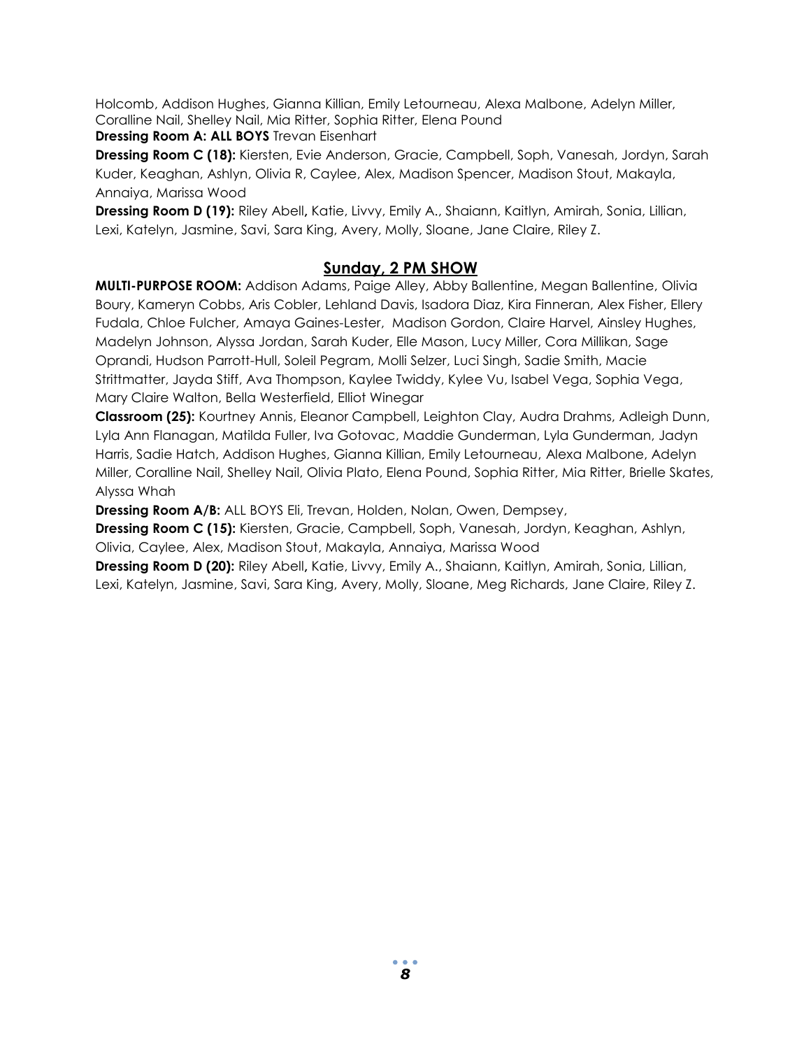Holcomb, Addison Hughes, Gianna Killian, Emily Letourneau, Alexa Malbone, Adelyn Miller, Coralline Nail, Shelley Nail, Mia Ritter, Sophia Ritter, Elena Pound

**Dressing Room A: ALL BOYS** Trevan Eisenhart

**Dressing Room C (18):** Kiersten, Evie Anderson, Gracie, Campbell, Soph, Vanesah, Jordyn, Sarah Kuder, Keaghan, Ashlyn, Olivia R, Caylee, Alex, Madison Spencer, Madison Stout, Makayla, Annaiya, Marissa Wood

**Dressing Room D (19):** Riley Abell**,** Katie, Livvy, Emily A., Shaiann, Kaitlyn, Amirah, Sonia, Lillian, Lexi, Katelyn, Jasmine, Savi, Sara King, Avery, Molly, Sloane, Jane Claire, Riley Z.

## Sunday, 2 PM SHOW

**MULTI-PURPOSE ROOM:** Addison Adams, Paige Alley, Abby Ballentine, Megan Ballentine, Olivia Boury, Kameryn Cobbs, Aris Cobler, Lehland Davis, Isadora Diaz, Kira Finneran, Alex Fisher, Ellery Fudala, Chloe Fulcher, Amaya Gaines-Lester, Madison Gordon, Claire Harvel, Ainsley Hughes, Madelyn Johnson, Alyssa Jordan, Sarah Kuder, Elle Mason, Lucy Miller, Cora Millikan, Sage Oprandi, Hudson Parrott-Hull, Soleil Pegram, Molli Selzer, Luci Singh, Sadie Smith, Macie Strittmatter, Jayda Stiff, Ava Thompson, Kaylee Twiddy, Kylee Vu, Isabel Vega, Sophia Vega, Mary Claire Walton, Bella Westerfield, Elliot Winegar

**Classroom (25):** Kourtney Annis, Eleanor Campbell, Leighton Clay, Audra Drahms, Adleigh Dunn, Lyla Ann Flanagan, Matilda Fuller, Iva Gotovac, Maddie Gunderman, Lyla Gunderman, Jadyn Harris, Sadie Hatch, Addison Hughes, Gianna Killian, Emily Letourneau, Alexa Malbone, Adelyn Miller, Coralline Nail, Shelley Nail, Olivia Plato, Elena Pound, Sophia Ritter, Mia Ritter, Brielle Skates, Alyssa Whah

**Dressing Room A/B:** ALL BOYS Eli, Trevan, Holden, Nolan, Owen, Dempsey,

**Dressing Room C (15):** Kiersten, Gracie, Campbell, Soph, Vanesah, Jordyn, Keaghan, Ashlyn, Olivia, Caylee, Alex, Madison Stout, Makayla, Annaiya, Marissa Wood

**Dressing Room D (20):** Riley Abell**,** Katie, Livvy, Emily A., Shaiann, Kaitlyn, Amirah, Sonia, Lillian, Lexi, Katelyn, Jasmine, Savi, Sara King, Avery, Molly, Sloane, Meg Richards, Jane Claire, Riley Z.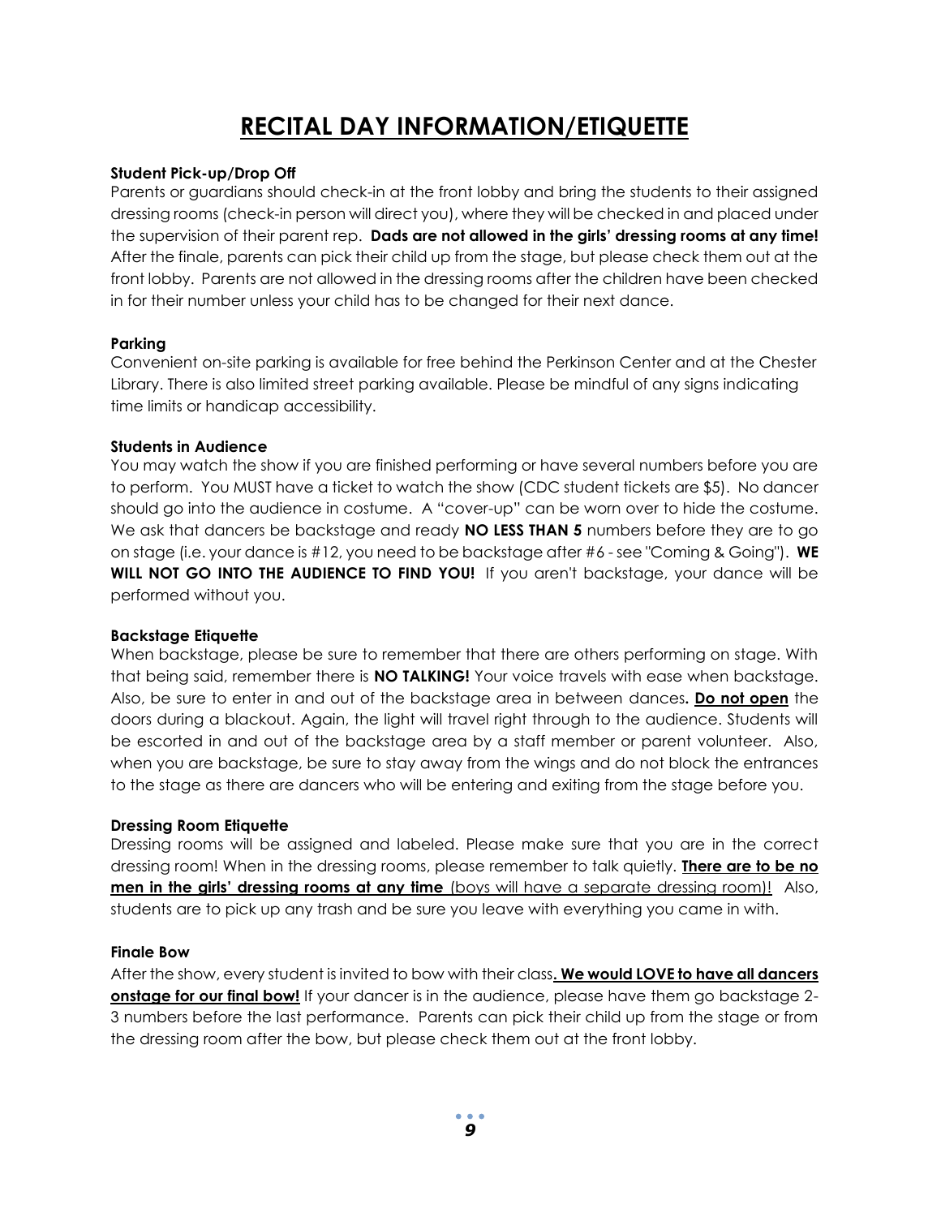# RECITAL DAY INFORMATION/ETIQUETTE

**Student Pick-up/Drop Off**

Parents or guardians should check-in at the front lobby and bring the students to their assigned dressing rooms (check-in person will direct you), where they will be checked in and placed under the supervision of their parent rep. **Dads are not allowed in the girls' dressing rooms at any time!** After the finale, parents can pick their child up from the stage, but please check them out at the front lobby. Parents are not allowed in the dressing rooms after the children have been checked in for their number unless your child has to be changed for their next dance.

**Parking**

Convenient on-site parking is available for free behind the Perkinson Center and at the Chester Library. There is also limited street parking available. Please be mindful of any signs indicating time limits or handicap accessibility.

**Students in Audience**

You may watch the show if you are finished performing or have several numbers before you are to perform. You MUST have a ticket to watch the show (CDC student tickets are $5). No dancer should go into the audience in costume. A "cover-up" can be worn over to hide the costume. We ask that dancers be backstage and ready **NO LESS THAN 5** numbers before they are to go on stage (i.e. your dance is #12, you need to be backstage after #6 - see "Coming & Going"). **WE WILL NOT GO INTO THE AUDIENCE TO FIND YOU!** If you aren't backstage, your dance will be performed without you.

**Backstage Etiquette**

When backstage, please be sure to remember that there are others performing on stage. With that being said, remember there is **NO TALKING!** Your voice travels with ease when backstage. Also, be sure to enter in and out of the backstage area in between dances**.** **Do not open** the doors during a blackout. Again, the light will travel right through to the audience. Students will be escorted in and out of the backstage area by a staff member or parent volunteer. Also, when you are backstage, be sure to stay away from the wings and do not block the entrances to the stage as there are dancers who will be entering and exiting from the stage before you.

**Dressing Room Etiquette**

Dressing rooms will be assigned and labeled. Please make sure that you are in the correct dressing room! When in the dressing rooms, please remember to talk quietly. **There are to be no men in the girls' dressing rooms at any time** (boys will have a separate dressing room)! Also, students are to pick up any trash and be sure you leave with everything you came in with.

**Finale Bow**

After the show, every student is invited to bow with their class**. We would LOVE to have all dancers onstage for our final bow!** If your dancer is in the audience, please have them go backstage 2-3 numbers before the last performance. Parents can pick their child up from the stage or from the dressing room after the bow, but please check them out at the front lobby.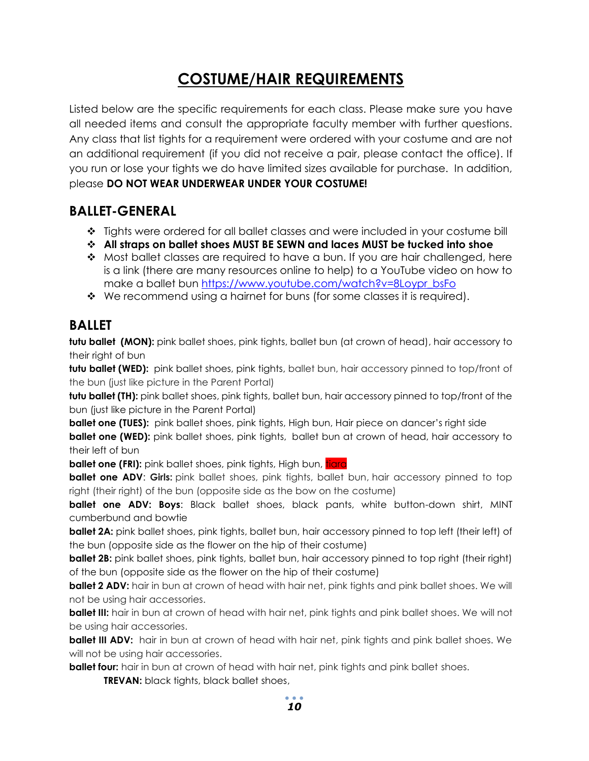# COSTUME/HAIR REQUIREMENTS

Listed below are the specific requirements for each class. Please make sure you have all needed items and consult the appropriate faculty member with further questions. Any class that list tights for a requirement were ordered with your costume and are not an additional requirement (if you did not receive a pair, please contact the office). If you run or lose your tights we do have limited sizes available for purchase. In addition, please **DO NOT WEAR UNDERWEAR UNDER YOUR COSTUME!**

## BALLET-GENERAL

- Tights were ordered for all ballet classes and were included in your costume bill
- **All straps on ballet shoes MUST BE SEWN and laces MUST be tucked into shoe**
- Most ballet classes are required to have a bun. If you are hair challenged, here is a link (there are many resources online to help) to a YouTube video on how to make a ballet bun [https://www.youtube.com/watch?v=8Loypr_bsFo](https://www.youtube.com/watch?v=8Loypr_bsFo)
- We recommend using a hairnet for buns (for some classes it is required).

## BALLET

**tutu ballet (MON):** pink ballet shoes, pink tights, ballet bun (at crown of head), hair accessory to their right of bun

**tutu ballet (WED):** pink ballet shoes, pink tights, ballet bun, hair accessory pinned to top/front of the bun (just like picture in the Parent Portal)

**tutu ballet (TH):** pink ballet shoes, pink tights, ballet bun, hair accessory pinned to top/front of the bun (just like picture in the Parent Portal)

**ballet one (TUES):** pink ballet shoes, pink tights, High bun, Hair piece on dancer's right side

**ballet one (WED):** pink ballet shoes, pink tights, ballet bun at crown of head, hair accessory to their left of bun

**ballet one (FRI):** pink ballet shoes, pink tights, High bun, tiara

**ballet one ADV**: **Girls:** pink ballet shoes, pink tights, ballet bun, hair accessory pinned to top right (their right) of the bun (opposite side as the bow on the costume)

**ballet one ADV: Boys**: Black ballet shoes, black pants, white button-down shirt, MINT cumberbund and bowtie

**ballet 2A:** pink ballet shoes, pink tights, ballet bun, hair accessory pinned to top left (their left) of the bun (opposite side as the flower on the hip of their costume)

**ballet 2B:** pink ballet shoes, pink tights, ballet bun, hair accessory pinned to top right (their right) of the bun (opposite side as the flower on the hip of their costume)

**ballet 2 ADV:** hair in bun at crown of head with hair net, pink tights and pink ballet shoes. We will not be using hair accessories.

**ballet III:** hair in bun at crown of head with hair net, pink tights and pink ballet shoes. We will not be using hair accessories.

**ballet III ADV:** hair in bun at crown of head with hair net, pink tights and pink ballet shoes. We will not be using hair accessories.

**ballet four:** hair in bun at crown of head with hair net, pink tights and pink ballet shoes.

**TREVAN:** black tights, black ballet shoes,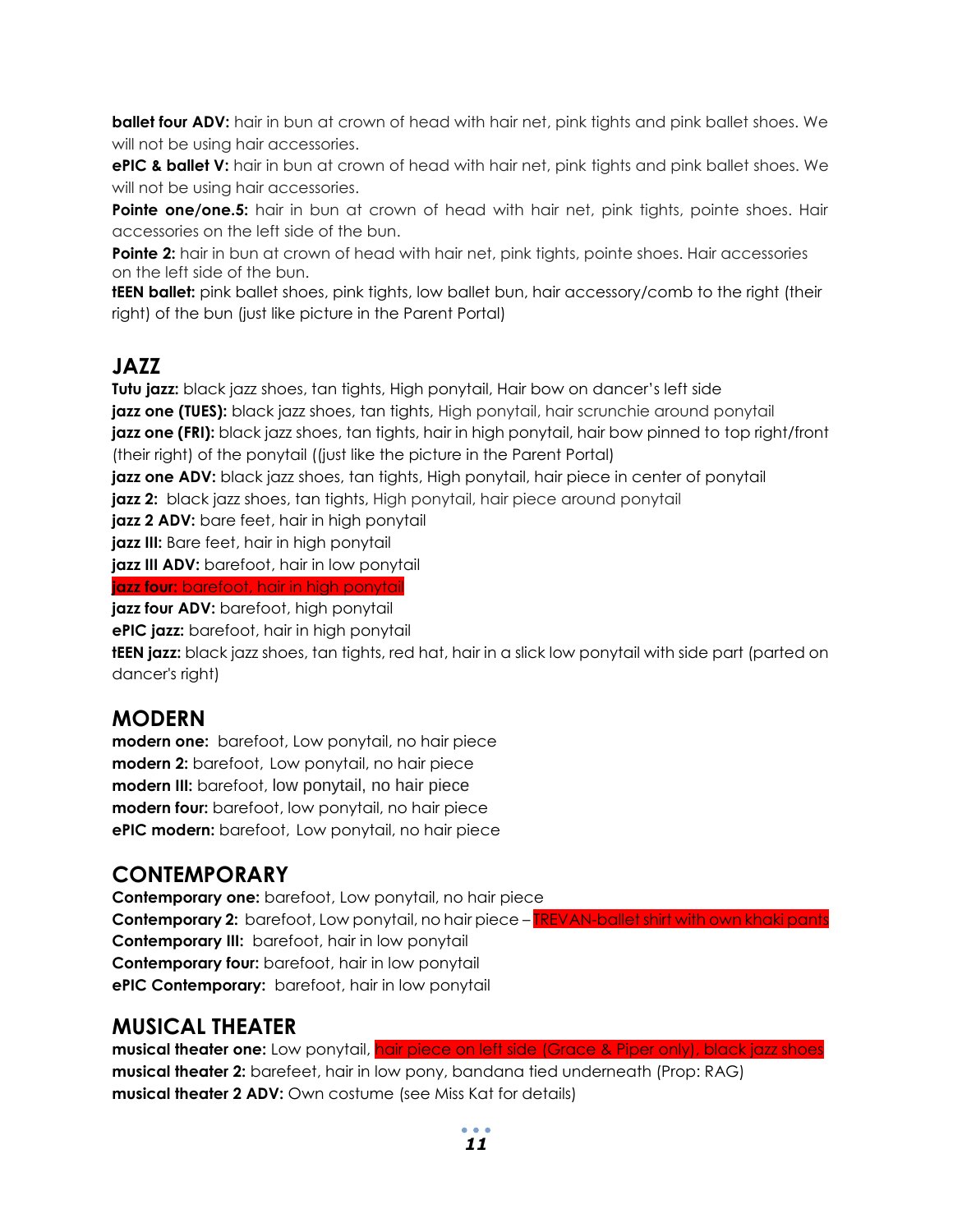**ballet four ADV:** hair in bun at crown of head with hair net, pink tights and pink ballet shoes. We will not be using hair accessories.

**ePIC & ballet V:** hair in bun at crown of head with hair net, pink tights and pink ballet shoes. We will not be using hair accessories.

**Pointe one/one.5:** hair in bun at crown of head with hair net, pink tights, pointe shoes. Hair accessories on the left side of the bun.

**Pointe 2:** hair in bun at crown of head with hair net, pink tights, pointe shoes. Hair accessories on the left side of the bun.

**tEEN ballet:** pink ballet shoes, pink tights, low ballet bun, hair accessory/comb to the right (their right) of the bun (just like picture in the Parent Portal)

## JAZZ

**Tutu jazz:** black jazz shoes, tan tights, High ponytail, Hair bow on dancer's left side
**jazz one (TUES):** black jazz shoes, tan tights, High ponytail, hair scrunchie around ponytail
**jazz one (FRI):** black jazz shoes, tan tights, hair in high ponytail, hair bow pinned to top right/front (their right) of the ponytail ((just like the picture in the Parent Portal)
**jazz one ADV:** black jazz shoes, tan tights, High ponytail, hair piece in center of ponytail
**jazz 2:** black jazz shoes, tan tights, High ponytail, hair piece around ponytail
**jazz 2 ADV:** bare feet, hair in high ponytail
**jazz III:** Bare feet, hair in high ponytail
**jazz III ADV:** barefoot, hair in low ponytail
**jazz four:** barefoot, hair in high ponytail
**jazz four ADV:** barefoot, high ponytail
**ePIC jazz:** barefoot, hair in high ponytail
**tEEN jazz:** black jazz shoes, tan tights, red hat, hair in a slick low ponytail with side part (parted on dancer's right)

## MODERN

**modern one:** barefoot, Low ponytail, no hair piece
**modern 2:** barefoot, Low ponytail, no hair piece
**modern III:** barefoot, low ponytail, no hair piece
**modern four:** barefoot, low ponytail, no hair piece
**ePIC modern:** barefoot, Low ponytail, no hair piece

## CONTEMPORARY

**Contemporary one:** barefoot, Low ponytail, no hair piece
**Contemporary 2:** barefoot, Low ponytail, no hair piece – TREVAN-ballet shirt with own khaki pants
**Contemporary III:** barefoot, hair in low ponytail
**Contemporary four:** barefoot, hair in low ponytail
**ePIC Contemporary:** barefoot, hair in low ponytail

## MUSICAL THEATER

**musical theater one:** Low ponytail, hair piece on left side (Grace & Piper only), black jazz shoes
**musical theater 2:** barefeet, hair in low pony, bandana tied underneath (Prop: RAG)
**musical theater 2 ADV:** Own costume (see Miss Kat for details)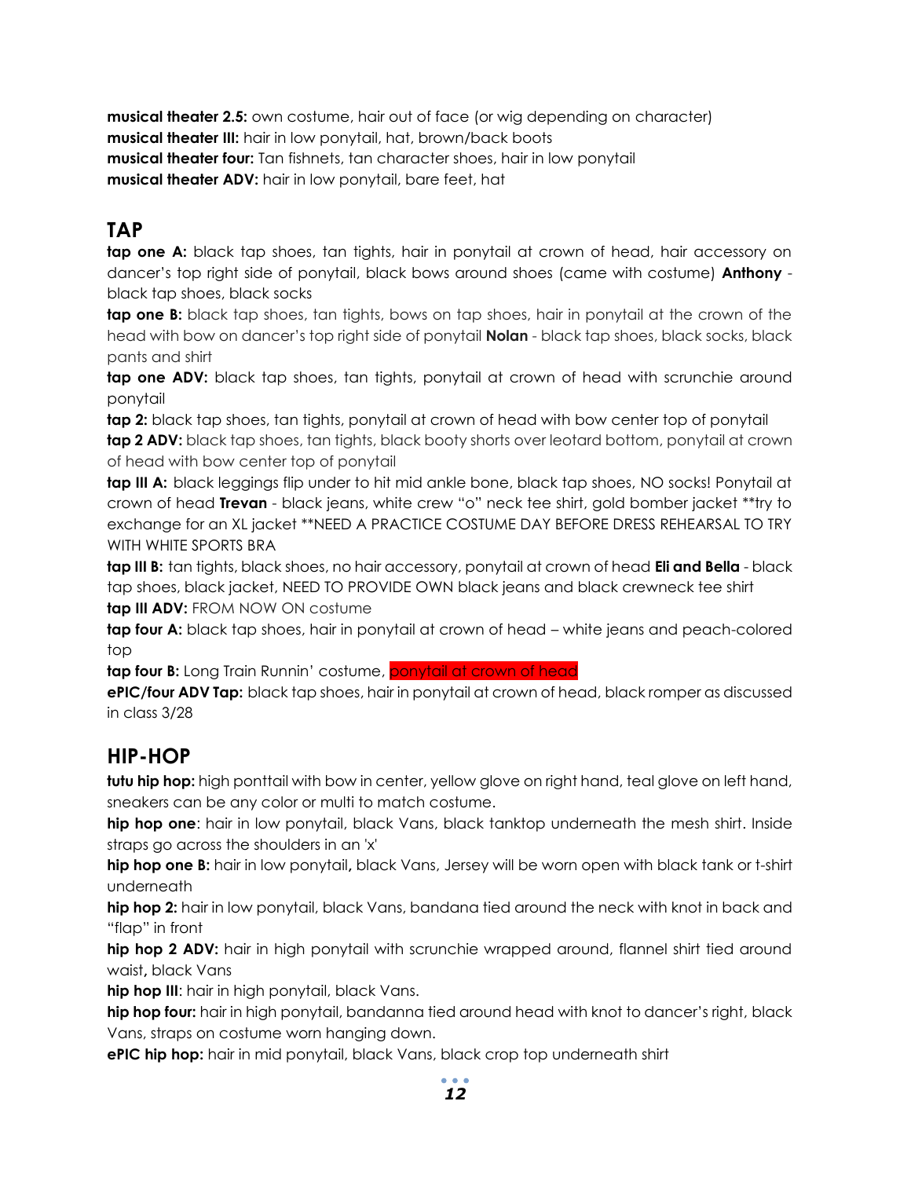**musical theater 2.5:** own costume, hair out of face (or wig depending on character)
**musical theater III:** hair in low ponytail, hat, brown/back boots
**musical theater four:** Tan fishnets, tan character shoes, hair in low ponytail
**musical theater ADV:** hair in low ponytail, bare feet, hat

## TAP

**tap one A:** black tap shoes, tan tights, hair in ponytail at crown of head, hair accessory on dancer's top right side of ponytail, black bows around shoes (came with costume) **Anthony** - black tap shoes, black socks

**tap one B:** black tap shoes, tan tights, bows on tap shoes, hair in ponytail at the crown of the head with bow on dancer's top right side of ponytail **Nolan** - black tap shoes, black socks, black pants and shirt

**tap one ADV:** black tap shoes, tan tights, ponytail at crown of head with scrunchie around ponytail

**tap 2:** black tap shoes, tan tights, ponytail at crown of head with bow center top of ponytail

**tap 2 ADV:** black tap shoes, tan tights, black booty shorts over leotard bottom, ponytail at crown of head with bow center top of ponytail

**tap III A:** black leggings flip under to hit mid ankle bone, black tap shoes, NO socks! Ponytail at crown of head **Trevan** - black jeans, white crew "o" neck tee shirt, gold bomber jacket **try to exchange for an XL jacket **NEED A PRACTICE COSTUME DAY BEFORE DRESS REHEARSAL TO TRY WITH WHITE SPORTS BRA

**tap III B:** tan tights, black shoes, no hair accessory, ponytail at crown of head **Eli and Bella** - black tap shoes, black jacket, NEED TO PROVIDE OWN black jeans and black crewneck tee shirt

**tap III ADV:** FROM NOW ON costume

**tap four A:** black tap shoes, hair in ponytail at crown of head – white jeans and peach-colored top

**tap four B:** Long Train Runnin' costume, ponytail at crown of head

**ePIC/four ADV Tap:** black tap shoes, hair in ponytail at crown of head, black romper as discussed in class 3/28

## HIP-HOP

**tutu hip hop:** high ponttail with bow in center, yellow glove on right hand, teal glove on left hand, sneakers can be any color or multi to match costume.

**hip hop one**: hair in low ponytail, black Vans, black tanktop underneath the mesh shirt. Inside straps go across the shoulders in an 'x'

**hip hop one B:** hair in low ponytail**,** black Vans, Jersey will be worn open with black tank or t-shirt underneath

**hip hop 2:** hair in low ponytail, black Vans, bandana tied around the neck with knot in back and "flap" in front

**hip hop 2 ADV:** hair in high ponytail with scrunchie wrapped around, flannel shirt tied around waist**,** black Vans

**hip hop III**: hair in high ponytail, black Vans.

**hip hop four:** hair in high ponytail, bandanna tied around head with knot to dancer's right, black Vans, straps on costume worn hanging down.

**ePIC hip hop:** hair in mid ponytail, black Vans, black crop top underneath shirt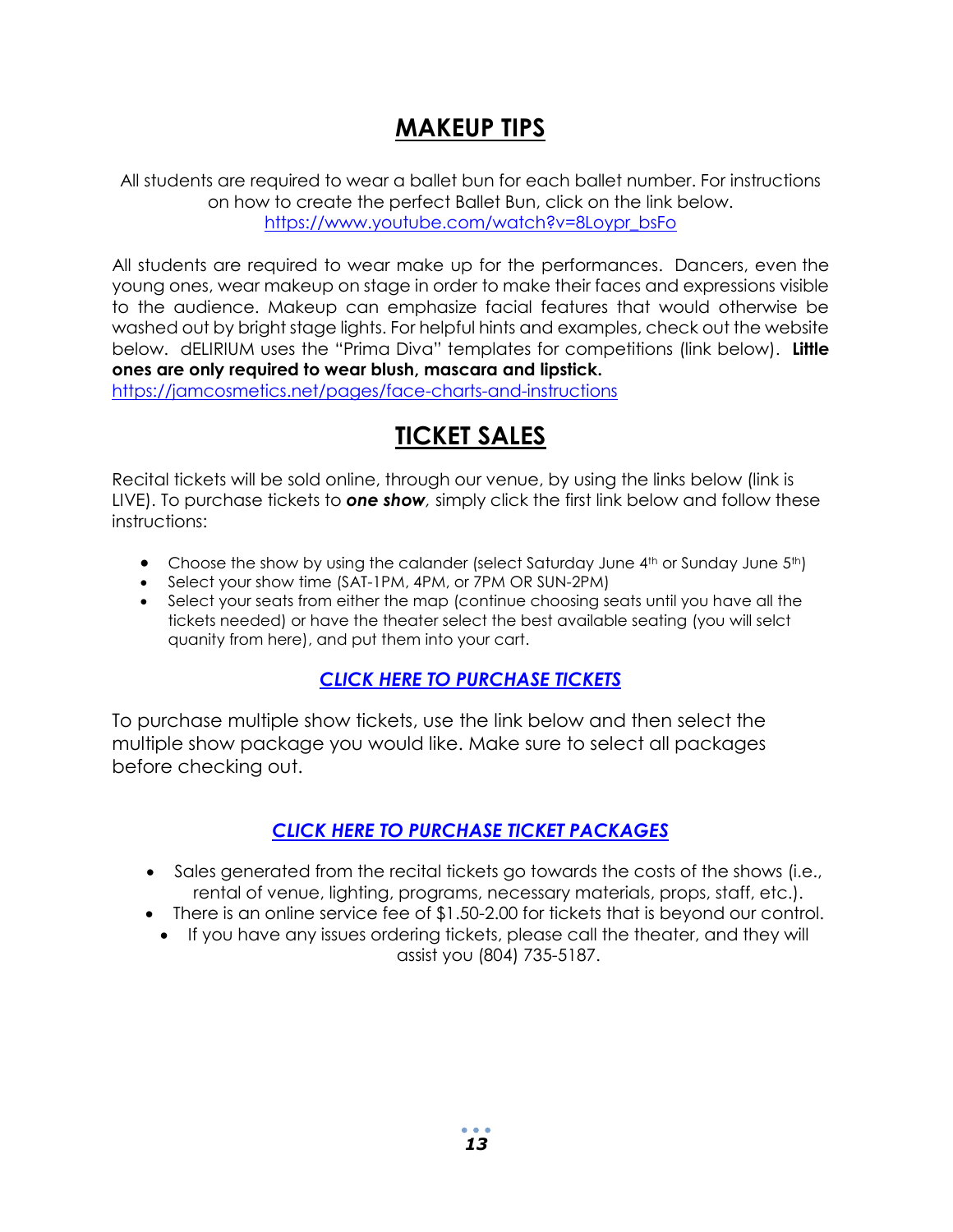## MAKEUP TIPS

All students are required to wear a ballet bun for each ballet number. For instructions on how to create the perfect Ballet Bun, click on the link below.
https://www.youtube.com/watch?v=8Loypr_bsFo

All students are required to wear make up for the performances. Dancers, even the young ones, wear makeup on stage in order to make their faces and expressions visible to the audience. Makeup can emphasize facial features that would otherwise be washed out by bright stage lights. For helpful hints and examples, check out the website below. dELIRIUM uses the "Prima Diva" templates for competitions (link below). **Little ones are only required to wear blush, mascara and lipstick.**
https://jamcosmetics.net/pages/face-charts-and-instructions

## TICKET SALES

Recital tickets will be sold online, through our venue, by using the links below (link is LIVE). To purchase tickets to ***one show***, simply click the first link below and follow these instructions:

- Choose the show by using the calander (select Saturday June 4th or Sunday June 5th)
- Select your show time (SAT-1PM, 4PM, or 7PM OR SUN-2PM)
- Select your seats from either the map (continue choosing seats until you have all the tickets needed) or have the theater select the best available seating (you will selct quanity from here), and put them into your cart.

***CLICK HERE TO PURCHASE TICKETS***

To purchase multiple show tickets, use the link below and then select the multiple show package you would like. Make sure to select all packages before checking out.

***CLICK HERE TO PURCHASE TICKET PACKAGES***

- Sales generated from the recital tickets go towards the costs of the shows (i.e., rental of venue, lighting, programs, necessary materials, props, staff, etc.).
- There is an online service fee of $1.50-2.00 for tickets that is beyond our control.
- If you have any issues ordering tickets, please call the theater, and they will assist you (804) 735-5187.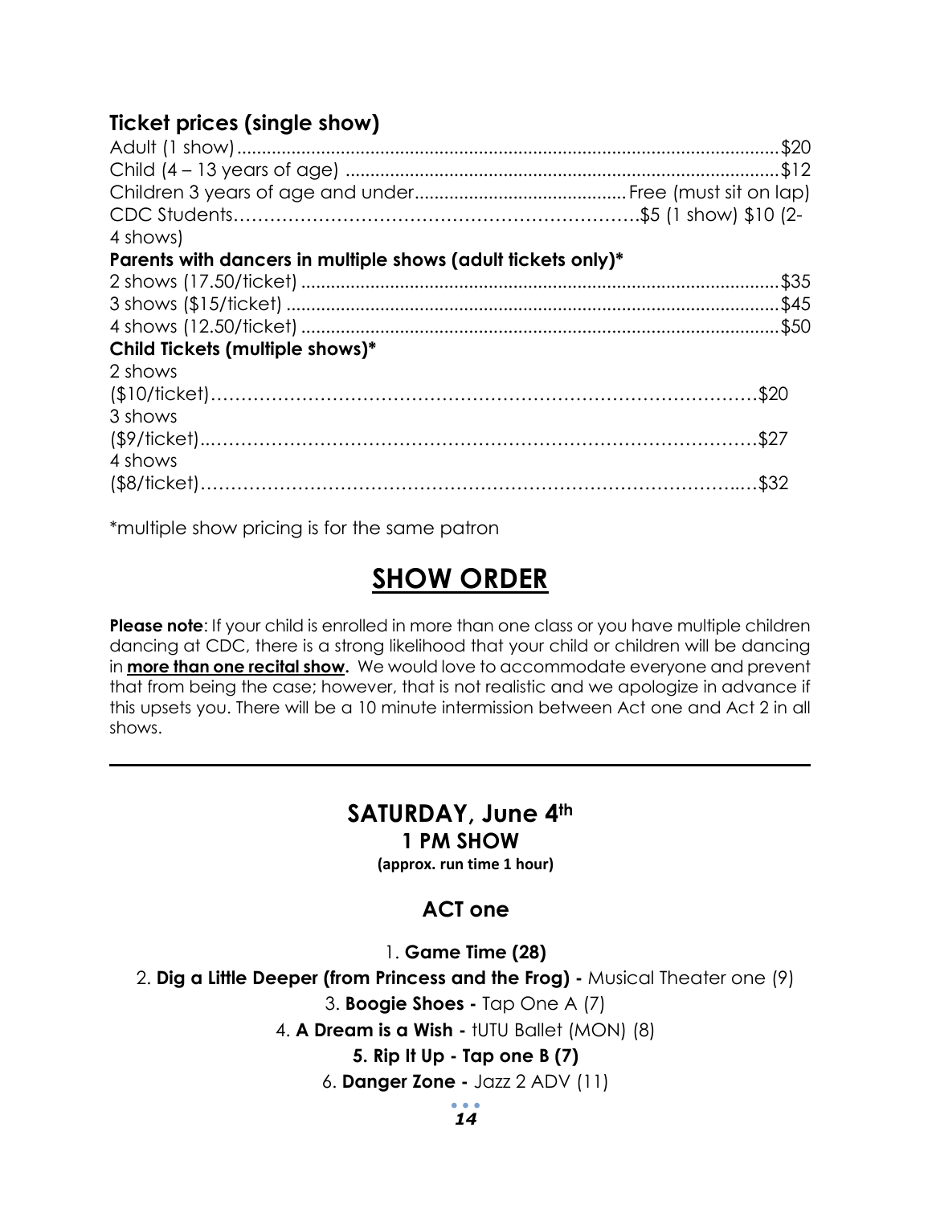### Ticket prices (single show)

Adult (1 show)...............................................................................................................$20
Child (4 – 13 years of age) ..........................................................................................$12
Children 3 years of age and under........................................... Free (must sit on lap)
CDC Students…………………………………………………………$5 (1 show) $10 (2-4 shows)

**Parents with dancers in multiple shows (adult tickets only)***

2 shows (17.50/ticket) ..................................................................................................$35
3 shows ($15/ticket) .....................................................................................................$45
4 shows (12.50/ticket) ..................................................................................................$50

**Child Tickets (multiple shows)***

2 shows ($10/ticket)…………………………………………………………………………$20
3 shows ($9/ticket)..…………………………………………………………………………$27
4 shows ($8/ticket)………………………………………………………………………..…$32

*multiple show pricing is for the same patron

# SHOW ORDER

**Please note**: If your child is enrolled in more than one class or you have multiple children dancing at CDC, there is a strong likelihood that your child or children will be dancing in **more than one recital show.** We would love to accommodate everyone and prevent that from being the case; however, that is not realistic and we apologize in advance if this upsets you. There will be a 10 minute intermission between Act one and Act 2 in all shows.

---

## SATURDAY, June 4th

### 1 PM SHOW

**(approx. run time 1 hour)**

### ACT one

1. **Game Time (28)**
2. **Dig a Little Deeper (from Princess and the Frog) -** Musical Theater one (9)
3. **Boogie Shoes -** Tap One A (7)
4. **A Dream is a Wish -** tUTU Ballet (MON) (8)
5. **Rip It Up - Tap one B (7)**
6. **Danger Zone -** Jazz 2 ADV (11)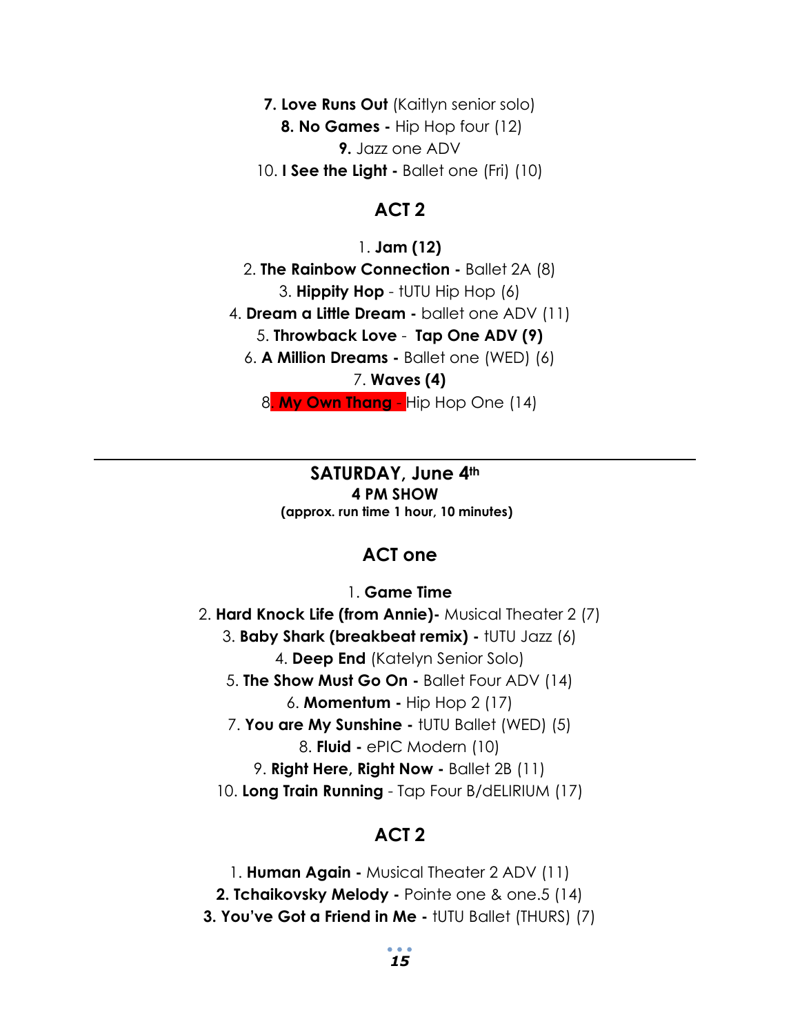**7. Love Runs Out** (Kaitlyn senior solo)

**8. No Games -** Hip Hop four (12)

**9.** Jazz one ADV

10. **I See the Light -** Ballet one (Fri) (10)

## ACT 2

1. **Jam (12)**
2. **The Rainbow Connection -** Ballet 2A (8)
3. **Hippity Hop** - tUTU Hip Hop (6)
4. **Dream a Little Dream -** ballet one ADV (11)
5. **Throwback Love** - **Tap One ADV (9)**
6. **A Million Dreams -** Ballet one (WED) (6)
7. **Waves (4)**
8. **My Own Thang** - Hip Hop One (14)

---

**SATURDAY, June 4th**

**4 PM SHOW**

**(approx. run time 1 hour, 10 minutes)**

## ACT one

1. **Game Time**
2. **Hard Knock Life (from Annie)-** Musical Theater 2 (7)
3. **Baby Shark (breakbeat remix) -** tUTU Jazz (6)
4. **Deep End** (Katelyn Senior Solo)
5. **The Show Must Go On -** Ballet Four ADV (14)
6. **Momentum -** Hip Hop 2 (17)
7. **You are My Sunshine -** tUTU Ballet (WED) (5)
8. **Fluid -** ePIC Modern (10)
9. **Right Here, Right Now -** Ballet 2B (11)
10. **Long Train Running** - Tap Four B/dELIRIUM (17)

## ACT 2

1. **Human Again -** Musical Theater 2 ADV (11)

**2. Tchaikovsky Melody -** Pointe one & one.5 (14)

**3. You've Got a Friend in Me -** tUTU Ballet (THURS) (7)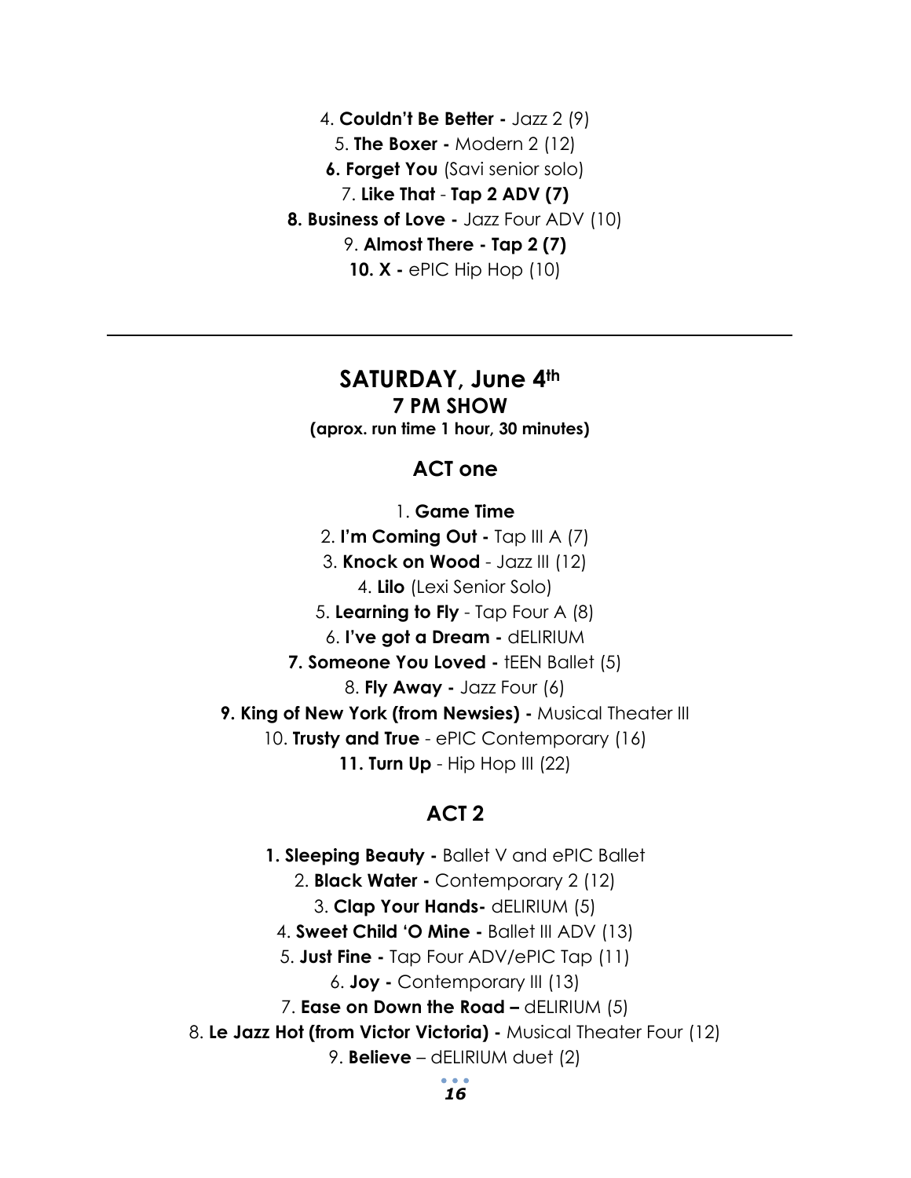4. **Couldn't Be Better -** Jazz 2 (9)

5. **The Boxer -** Modern 2 (12)

**6. Forget You** (Savi senior solo)

7. **Like That** - **Tap 2 ADV (7)**

**8. Business of Love -** Jazz Four ADV (10)

9. **Almost There - Tap 2 (7)**

**10. X -** ePIC Hip Hop (10)

---

## SATURDAY, June 4th

### 7 PM SHOW

**(aprox. run time 1 hour, 30 minutes)**

### ACT one

1. **Game Time**
2. **I'm Coming Out -** Tap III A (7)
3. **Knock on Wood** - Jazz III (12)
4. **Lilo** (Lexi Senior Solo)
5. **Learning to Fly** - Tap Four A (8)
6. **I've got a Dream -** dELIRIUM
7. **Someone You Loved -** tEEN Ballet (5)
8. **Fly Away -** Jazz Four (6)
9. **King of New York (from Newsies) -** Musical Theater III
10. **Trusty and True** - ePIC Contemporary (16)
11. **Turn Up** - Hip Hop III (22)

### ACT 2

1. **Sleeping Beauty -** Ballet V and ePIC Ballet
2. **Black Water -** Contemporary 2 (12)
3. **Clap Your Hands-** dELIRIUM (5)
4. **Sweet Child 'O Mine -** Ballet III ADV (13)
5. **Just Fine -** Tap Four ADV/ePIC Tap (11)
6. **Joy -** Contemporary III (13)
7. **Ease on Down the Road –** dELIRIUM (5)
8. **Le Jazz Hot (from Victor Victoria) -** Musical Theater Four (12)
9. **Believe** – dELIRIUM duet (2)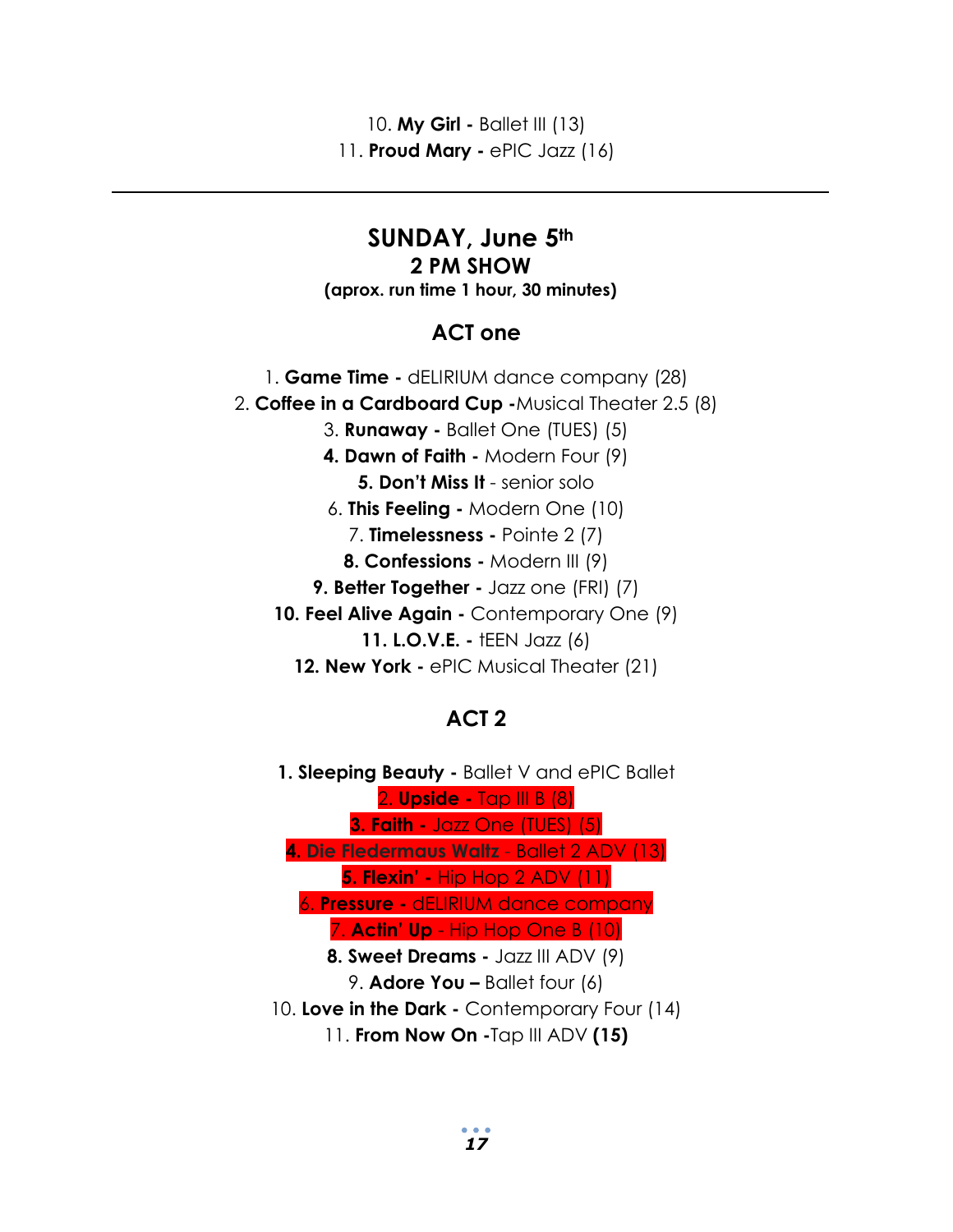10. **My Girl -** Ballet III (13)
11. **Proud Mary -** ePIC Jazz (16)

---

## SUNDAY, June 5th
### 2 PM SHOW
**(aprox. run time 1 hour, 30 minutes)**

### ACT one

1. **Game Time -** dELIRIUM dance company (28)
2. **Coffee in a Cardboard Cup -**Musical Theater 2.5 (8)
3. **Runaway -** Ballet One (TUES) (5)
4. **Dawn of Faith -** Modern Four (9)
5. **Don't Miss It** - senior solo
6. **This Feeling -** Modern One (10)
7. **Timelessness -** Pointe 2 (7)
8. **Confessions -** Modern III (9)
9. **Better Together -** Jazz one (FRI) (7)
10. **Feel Alive Again -** Contemporary One (9)
11. **L.O.V.E. -** tEEN Jazz (6)
12. **New York -** ePIC Musical Theater (21)

### ACT 2

1. **Sleeping Beauty -** Ballet V and ePIC Ballet
2. **Upside -** Tap III B (8)
3. **Faith -** Jazz One (TUES) (5)
4. **Die Fledermaus Waltz** - Ballet 2 ADV (13)
5. **Flexin' -** Hip Hop 2 ADV (11)
6. **Pressure -** dELIRIUM dance company
7. **Actin' Up** - Hip Hop One B (10)
8. **Sweet Dreams -** Jazz III ADV (9)
9. **Adore You –** Ballet four (6)
10. **Love in the Dark -** Contemporary Four (14)
11. **From Now On -**Tap III ADV **(15)**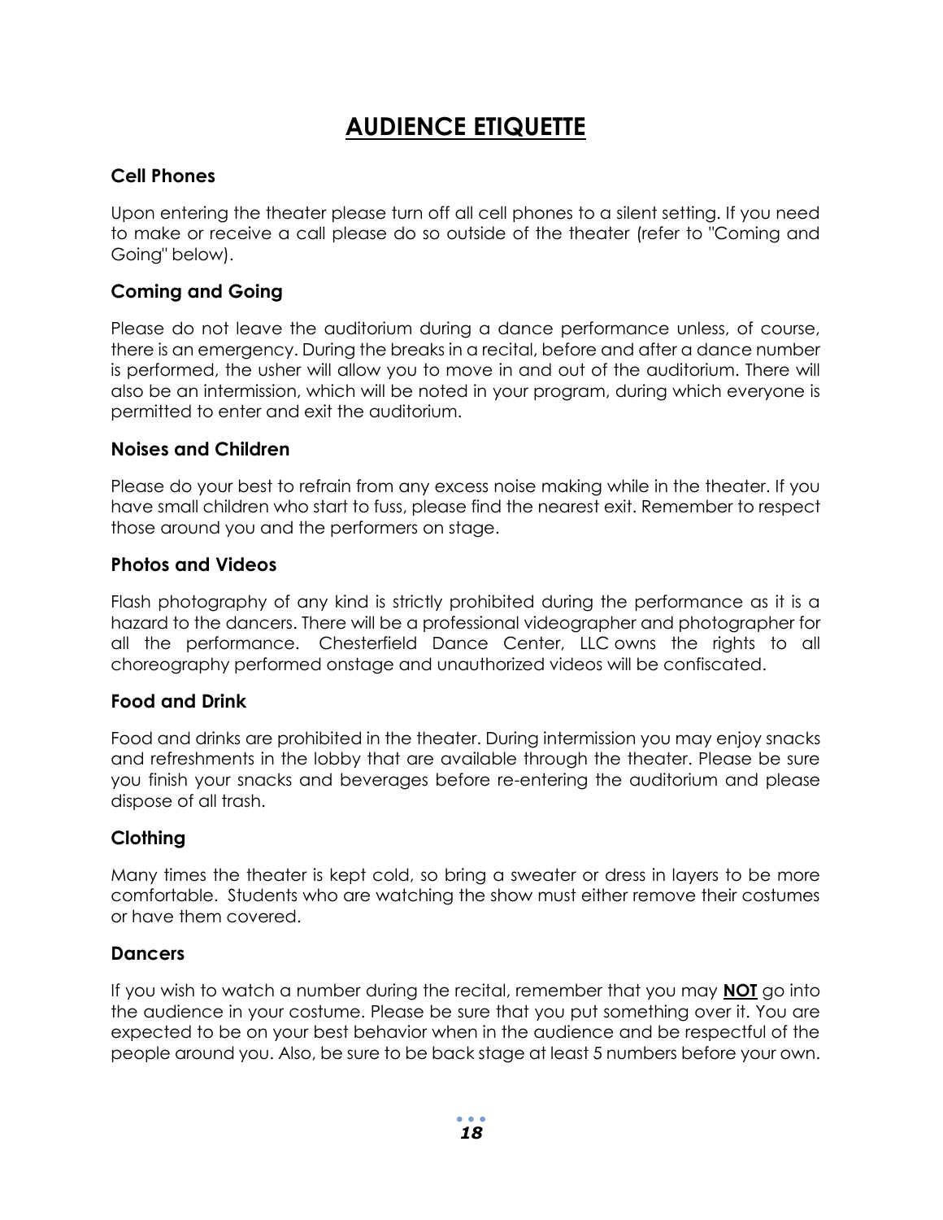# AUDIENCE ETIQUETTE

## Cell Phones

Upon entering the theater please turn off all cell phones to a silent setting. If you need to make or receive a call please do so outside of the theater (refer to "Coming and Going" below).

## Coming and Going

Please do not leave the auditorium during a dance performance unless, of course, there is an emergency. During the breaks in a recital, before and after a dance number is performed, the usher will allow you to move in and out of the auditorium. There will also be an intermission, which will be noted in your program, during which everyone is permitted to enter and exit the auditorium.

## Noises and Children

Please do your best to refrain from any excess noise making while in the theater. If you have small children who start to fuss, please find the nearest exit. Remember to respect those around you and the performers on stage.

## Photos and Videos

Flash photography of any kind is strictly prohibited during the performance as it is a hazard to the dancers. There will be a professional videographer and photographer for all the performance. Chesterfield Dance Center, LLC owns the rights to all choreography performed onstage and unauthorized videos will be confiscated.

## Food and Drink

Food and drinks are prohibited in the theater. During intermission you may enjoy snacks and refreshments in the lobby that are available through the theater. Please be sure you finish your snacks and beverages before re-entering the auditorium and please dispose of all trash.

## Clothing

Many times the theater is kept cold, so bring a sweater or dress in layers to be more comfortable. Students who are watching the show must either remove their costumes or have them covered.

## Dancers

If you wish to watch a number during the recital, remember that you may **NOT** go into the audience in your costume. Please be sure that you put something over it. You are expected to be on your best behavior when in the audience and be respectful of the people around you. Also, be sure to be back stage at least 5 numbers before your own.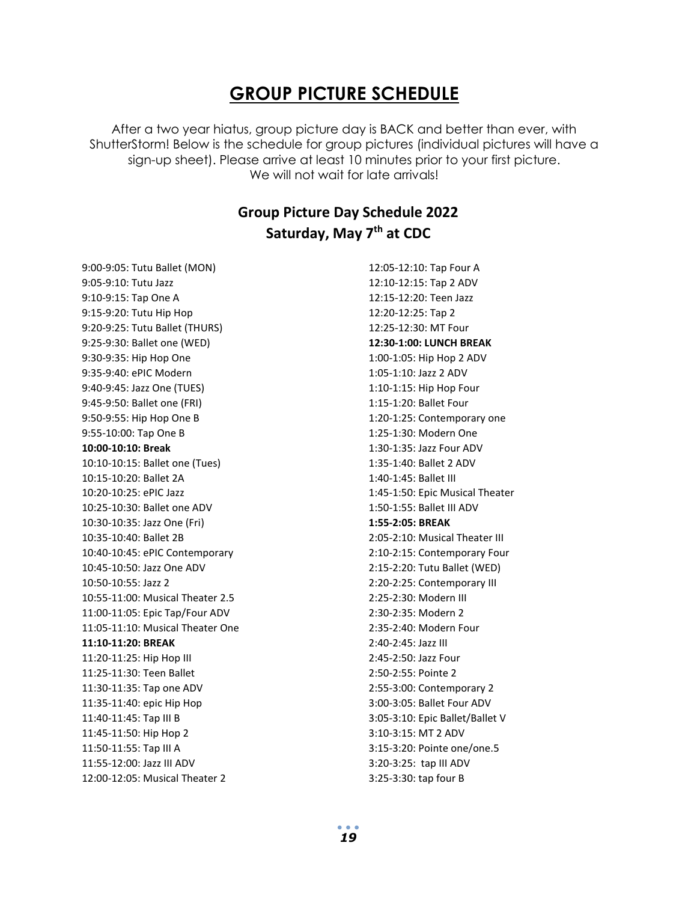# GROUP PICTURE SCHEDULE

After a two year hiatus, group picture day is BACK and better than ever, with ShutterStorm! Below is the schedule for group pictures (individual pictures will have a sign-up sheet). Please arrive at least 10 minutes prior to your first picture. We will not wait for late arrivals!

## Group Picture Day Schedule 2022
## Saturday, May 7th at CDC

9:00-9:05: Tutu Ballet (MON)
9:05-9:10: Tutu Jazz
9:10-9:15: Tap One A
9:15-9:20: Tutu Hip Hop
9:20-9:25: Tutu Ballet (THURS)
9:25-9:30: Ballet one (WED)
9:30-9:35: Hip Hop One
9:35-9:40: ePIC Modern
9:40-9:45: Jazz One (TUES)
9:45-9:50: Ballet one (FRI)
9:50-9:55: Hip Hop One B
9:55-10:00: Tap One B
**10:00-10:10: Break**
10:10-10:15: Ballet one (Tues)
10:15-10:20: Ballet 2A
10:20-10:25: ePIC Jazz
10:25-10:30: Ballet one ADV
10:30-10:35: Jazz One (Fri)
10:35-10:40: Ballet 2B
10:40-10:45: ePIC Contemporary
10:45-10:50: Jazz One ADV
10:50-10:55: Jazz 2
10:55-11:00: Musical Theater 2.5
11:00-11:05: Epic Tap/Four ADV
11:05-11:10: Musical Theater One
**11:10-11:20: BREAK**
11:20-11:25: Hip Hop III
11:25-11:30: Teen Ballet
11:30-11:35: Tap one ADV
11:35-11:40: epic Hip Hop
11:40-11:45: Tap III B
11:45-11:50: Hip Hop 2
11:50-11:55: Tap III A
11:55-12:00: Jazz III ADV
12:00-12:05: Musical Theater 2
12:05-12:10: Tap Four A
12:10-12:15: Tap 2 ADV
12:15-12:20: Teen Jazz
12:20-12:25: Tap 2
12:25-12:30: MT Four
**12:30-1:00: LUNCH BREAK**
1:00-1:05: Hip Hop 2 ADV
1:05-1:10: Jazz 2 ADV
1:10-1:15: Hip Hop Four
1:15-1:20: Ballet Four
1:20-1:25: Contemporary one
1:25-1:30: Modern One
1:30-1:35: Jazz Four ADV
1:35-1:40: Ballet 2 ADV
1:40-1:45: Ballet III
1:45-1:50: Epic Musical Theater
1:50-1:55: Ballet III ADV
**1:55-2:05: BREAK**
2:05-2:10: Musical Theater III
2:10-2:15: Contemporary Four
2:15-2:20: Tutu Ballet (WED)
2:20-2:25: Contemporary III
2:25-2:30: Modern III
2:30-2:35: Modern 2
2:35-2:40: Modern Four
2:40-2:45: Jazz III
2:45-2:50: Jazz Four
2:50-2:55: Pointe 2
2:55-3:00: Contemporary 2
3:00-3:05: Ballet Four ADV
3:05-3:10: Epic Ballet/Ballet V
3:10-3:15: MT 2 ADV
3:15-3:20: Pointe one/one.5
3:20-3:25: tap III ADV
3:25-3:30: tap four B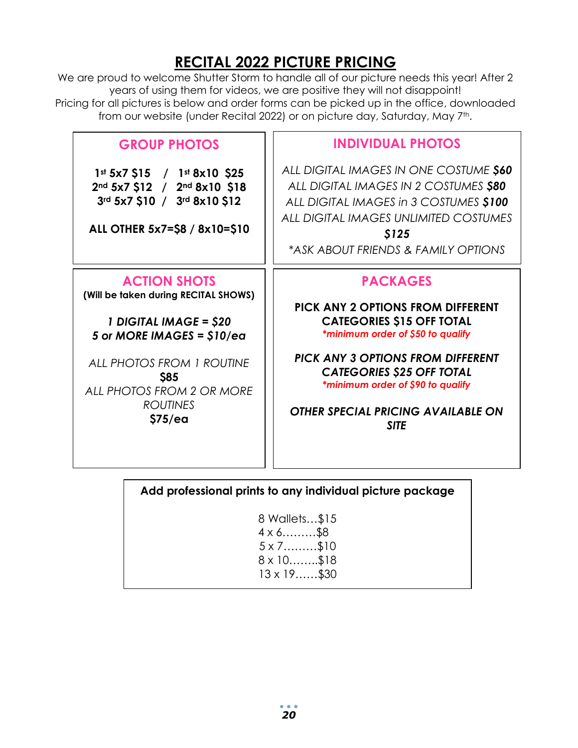# RECITAL 2022 PICTURE PRICING

We are proud to welcome Shutter Storm to handle all of our picture needs this year! After 2 years of using them for videos, we are positive they will not disappoint!
Pricing for all pictures is below and order forms can be picked up in the office, downloaded from our website (under Recital 2022) or on picture day, Saturday, May 7th.

## GROUP PHOTOS

**1st 5x7 $15 / 1st 8x10 $25**
**2nd 5x7 $12 / 2nd 8x10 $18**
**3rd 5x7 $10 / 3rd 8x10 $12**

**ALL OTHER 5x7=$8 / 8x10=$10**

## INDIVIDUAL PHOTOS

*ALL DIGITAL IMAGES IN ONE COSTUME **$60***
*ALL DIGITAL IMAGES IN 2 COSTUMES **$80***
*ALL DIGITAL IMAGES in 3 COSTUMES **$100***
*ALL DIGITAL IMAGES UNLIMITED COSTUMES **$125***
*\*ASK ABOUT FRIENDS & FAMILY OPTIONS*

## ACTION SHOTS

**(Will be taken during RECITAL SHOWS)**

***1 DIGITAL IMAGE = $20***
***5 or MORE IMAGES = $10/ea***

*ALL PHOTOS FROM 1 ROUTINE* **$85**
*ALL PHOTOS FROM 2 OR MORE ROUTINES* **$75/ea**

## PACKAGES

**PICK ANY 2 OPTIONS FROM DIFFERENT CATEGORIES $15 OFF TOTAL**
***minimum order of $50 to qualify***

***PICK ANY 3 OPTIONS FROM DIFFERENT CATEGORIES $25 OFF TOTAL***
***minimum order of $90 to qualify***

***OTHER SPECIAL PRICING AVAILABLE ON SITE***

**Add professional prints to any individual picture package**

8 Wallets…$15
4 x 6………$8
5 x 7………$10
8 x 10……..$18
13 x 19……$30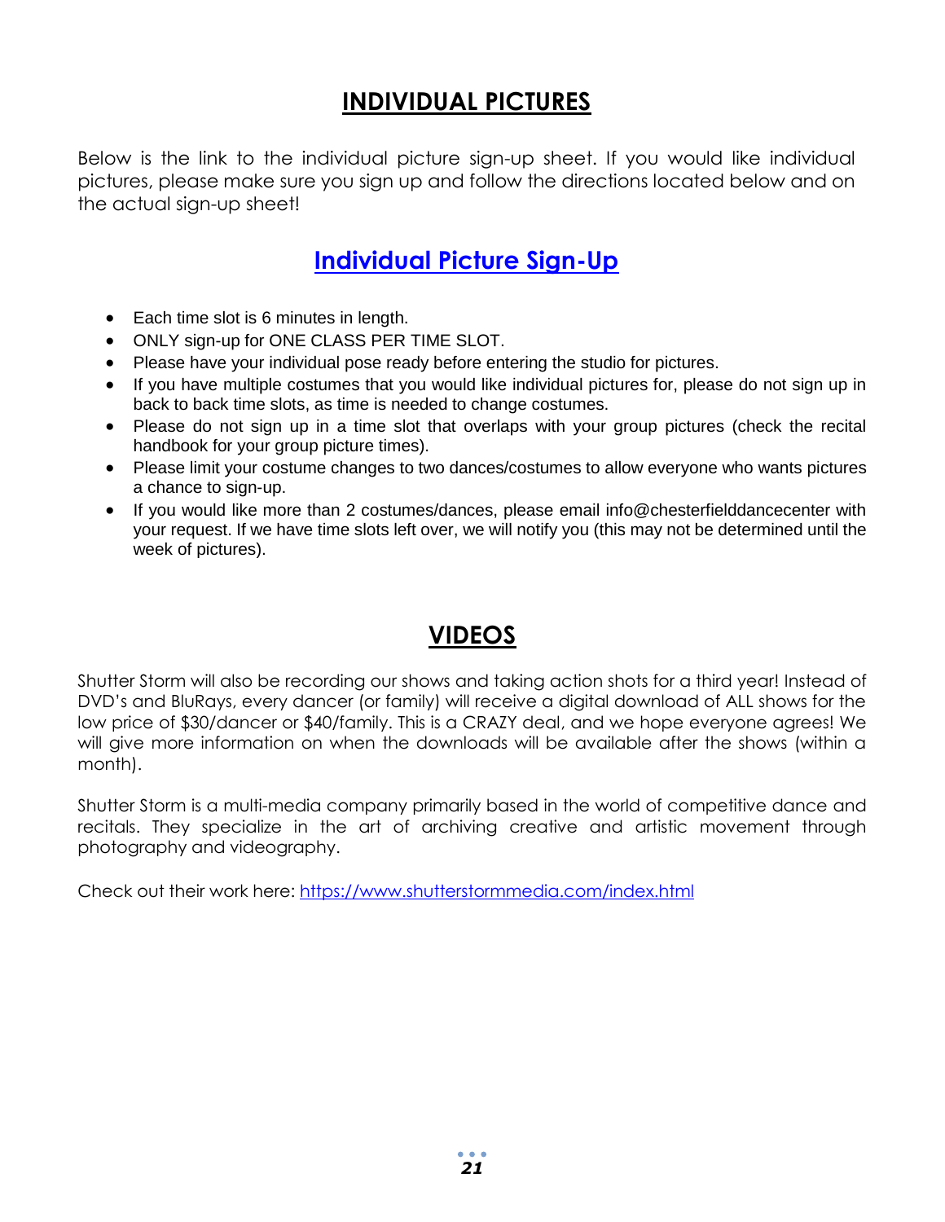# INDIVIDUAL PICTURES

Below is the link to the individual picture sign-up sheet. If you would like individual pictures, please make sure you sign up and follow the directions located below and on the actual sign-up sheet!

## Individual Picture Sign-Up

- Each time slot is 6 minutes in length.
- ONLY sign-up for ONE CLASS PER TIME SLOT.
- Please have your individual pose ready before entering the studio for pictures.
- If you have multiple costumes that you would like individual pictures for, please do not sign up in back to back time slots, as time is needed to change costumes.
- Please do not sign up in a time slot that overlaps with your group pictures (check the recital handbook for your group picture times).
- Please limit your costume changes to two dances/costumes to allow everyone who wants pictures a chance to sign-up.
- If you would like more than 2 costumes/dances, please email info@chesterfielddancecenter with your request. If we have time slots left over, we will notify you (this may not be determined until the week of pictures).

# VIDEOS

Shutter Storm will also be recording our shows and taking action shots for a third year! Instead of DVD's and BluRays, every dancer (or family) will receive a digital download of ALL shows for the low price of $30/dancer or $40/family. This is a CRAZY deal, and we hope everyone agrees! We will give more information on when the downloads will be available after the shows (within a month).

Shutter Storm is a multi-media company primarily based in the world of competitive dance and recitals. They specialize in the art of archiving creative and artistic movement through photography and videography.

Check out their work here: https://www.shutterstormmedia.com/index.html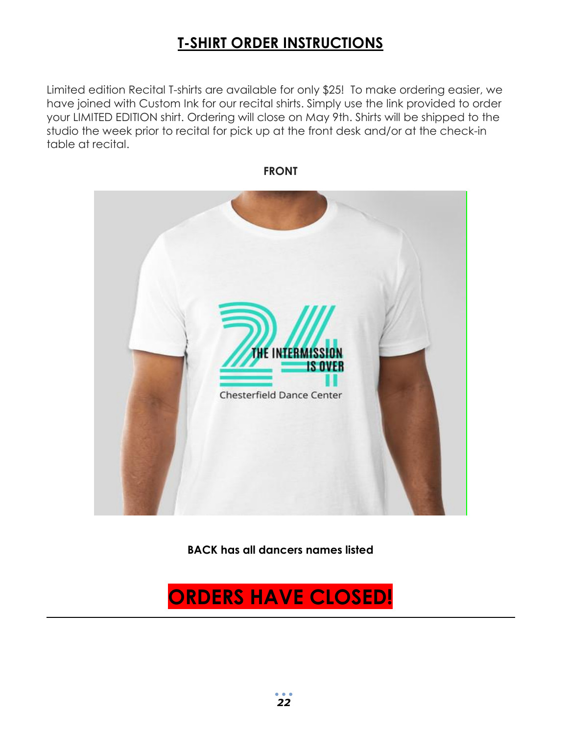# T-SHIRT ORDER INSTRUCTIONS

Limited edition Recital T-shirts are available for only $25! To make ordering easier, we have joined with Custom Ink for our recital shirts. Simply use the link provided to order your LIMITED EDITION shirt. Ordering will close on May 9th. Shirts will be shipped to the studio the week prior to recital for pick up at the front desk and/or at the check-in table at recital.

**FRONT**

**BACK has all dancers names listed**

# ORDERS HAVE CLOSED!

---